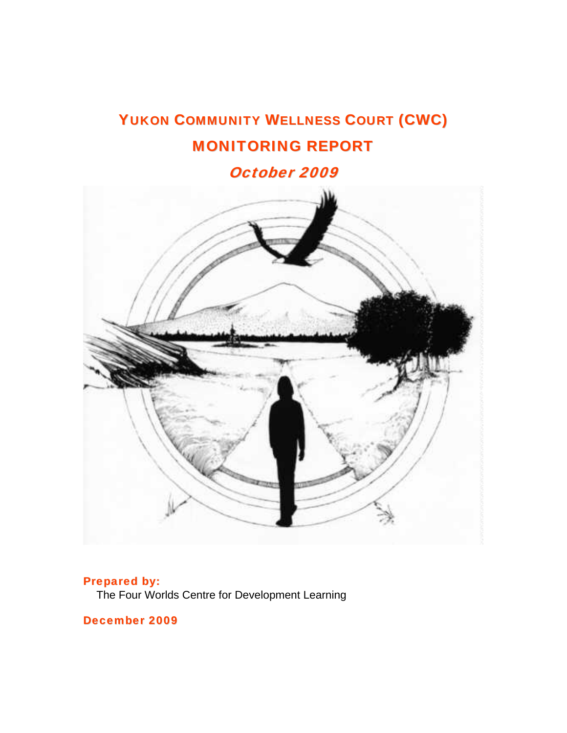# YUKON COMMUNITY WELLNESS COURT (CWC)

# MONITORING REPORT

## *October 2009*

**Prepared by:**

The Four Worlds Centre for Development Learning

**December 2009**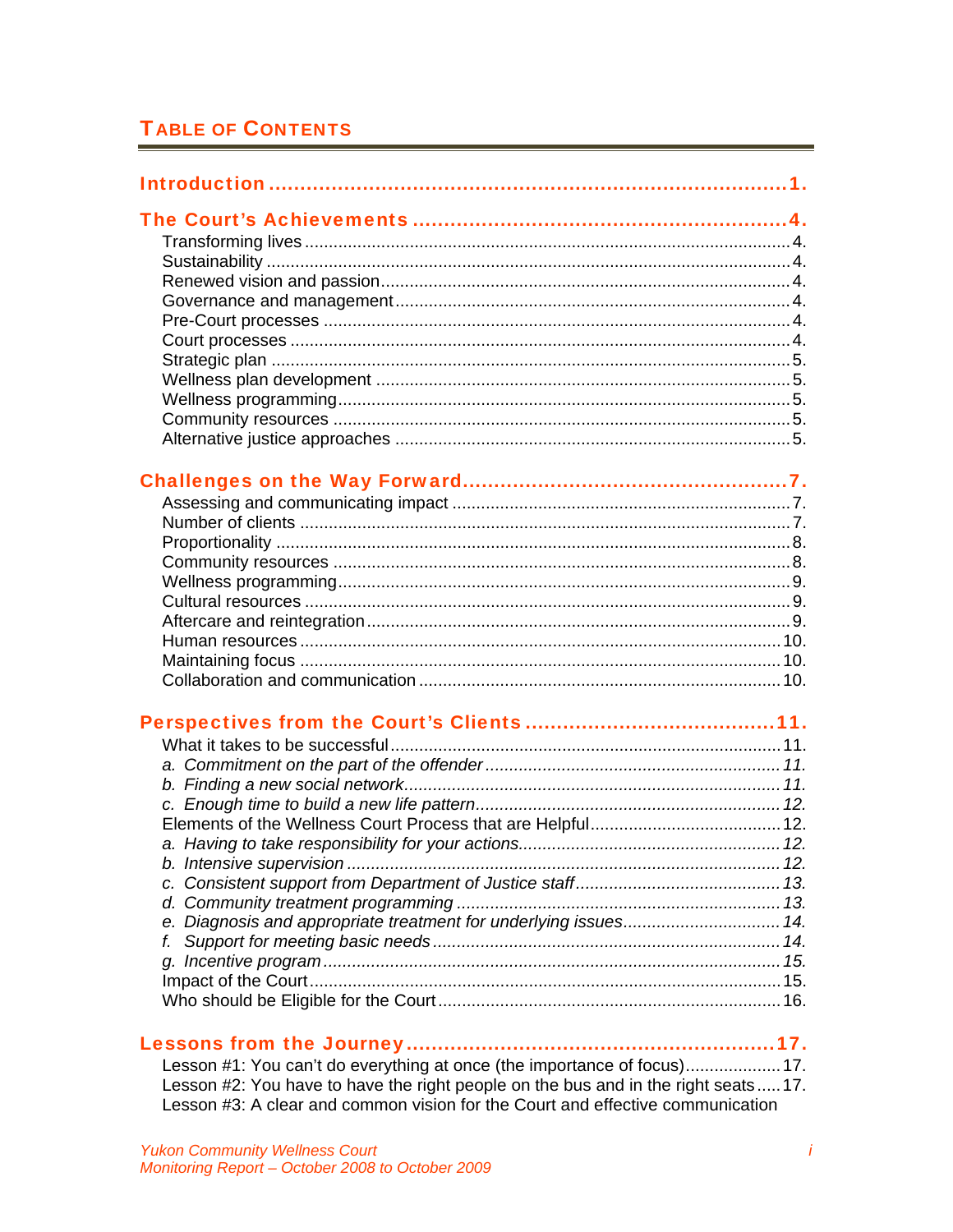# Table of Contents

**Introduction** ........................................................................ **1.**

**The Court's Achievements** ........................................................ **4.**

- Transforming lives ........................................................................ 4.
- Sustainability ................................................................................ 4.
- Renewed vision and passion ........................................................ 4.
- Governance and management ..................................................... 4.
- Pre-Court processes .................................................................... 4.
- Court processes ........................................................................... 4.
- Strategic plan ............................................................................... 5.
- Wellness plan development ......................................................... 5.
- Wellness programming ................................................................. 5.
- Community resources .................................................................. 5.
- Alternative justice approaches ..................................................... 5.

**Challenges on the Way Forward** ................................................ **7.**

- Assessing and communicating impact ......................................... 7.
- Number of clients ......................................................................... 7.
- Proportionality .............................................................................. 8.
- Community resources .................................................................. 8.
- Wellness programming ................................................................. 9.
- Cultural resources ........................................................................ 9.
- Aftercare and reintegration ........................................................... 9.
- Human resources ......................................................................... 10.
- Maintaining focus ......................................................................... 10.
- Collaboration and communication ............................................... 10.

**Perspectives from the Court's Clients** ....................................... **11.**

- What it takes to be successful ..................................................... 11.
  - *a. Commitment on the part of the offender* ................................ *11.*
  - *b. Finding a new social network* ................................................ *11.*
  - *c. Enough time to build a new life pattern* ................................. *12.*
- Elements of the Wellness Court Process that are Helpful ............. 12.
  - *a. Having to take responsibility for your actions* ........................ *12.*
  - *b. Intensive supervision* ............................................................. *12.*
  - *c. Consistent support from Department of Justice staff* .............. *13.*
  - *d. Community treatment programming* ........................................ *13.*
  - *e. Diagnosis and appropriate treatment for underlying issues* ..... *14.*
  - *f. Support for meeting basic needs* ............................................ *14.*
  - *g. Incentive program* ................................................................... *15.*
- Impact of the Court ....................................................................... 15.
- Who should be Eligible for the Court ............................................. 16.

**Lessons from the Journey** ........................................................... **17.**

- Lesson #1: You can't do everything at once (the importance of focus) .................... 17.
- Lesson #2: You have to have the right people on the bus and in the right seats ..... 17.
- Lesson #3: A clear and common vision for the Court and effective communication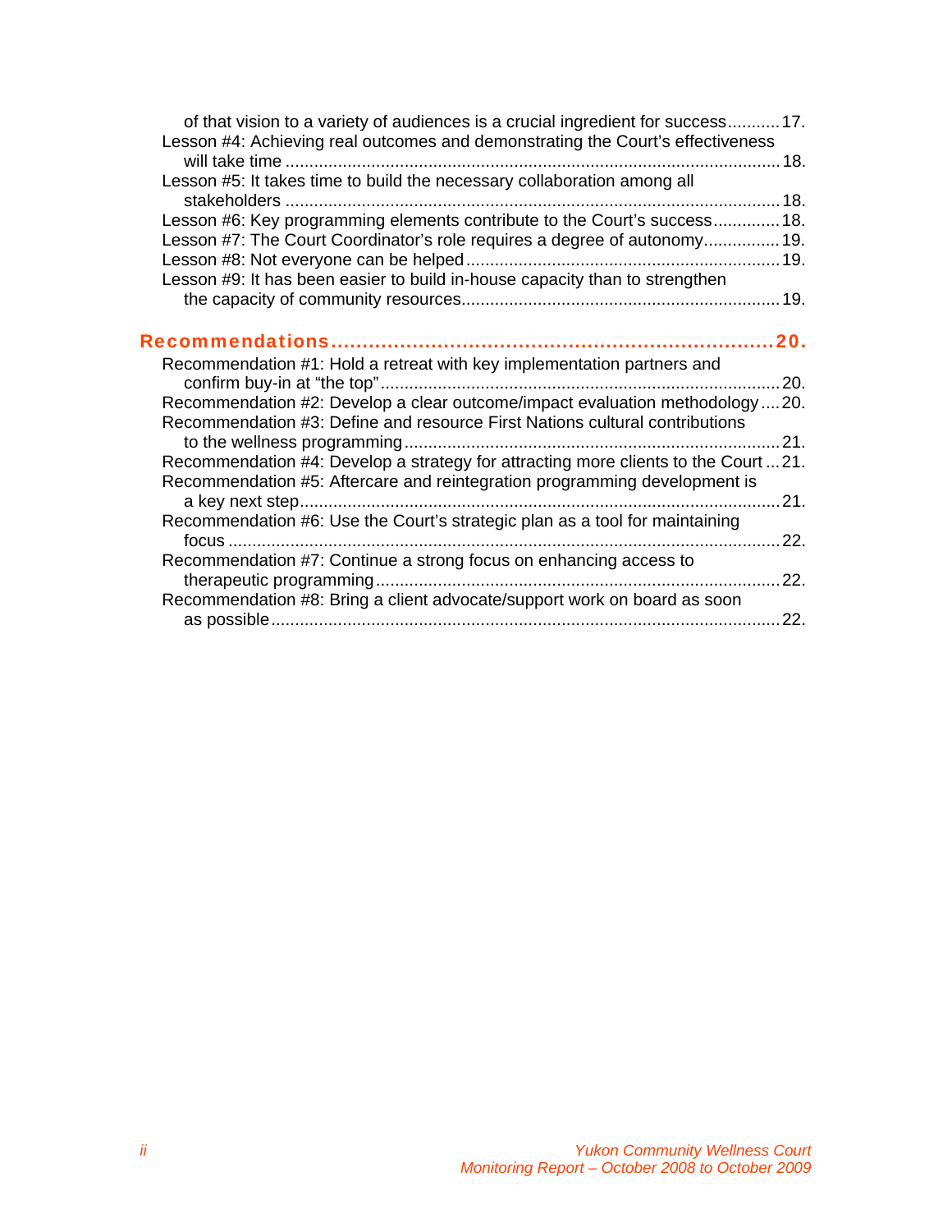of that vision to a variety of audiences is a crucial ingredient for success ........... 17.

Lesson #4: Achieving real outcomes and demonstrating the Court's effectiveness will take time ........................................................................................................ 18.

Lesson #5: It takes time to build the necessary collaboration among all stakeholders ....................................................................................................... 18.

Lesson #6: Key programming elements contribute to the Court's success .............. 18.

Lesson #7: The Court Coordinator's role requires a degree of autonomy ................ 19.

Lesson #8: Not everyone can be helped ................................................................. 19.

Lesson #9: It has been easier to build in-house capacity than to strengthen the capacity of community resources ................................................................... 19.

**Recommendations ........................................................................ 20.**

Recommendation #1: Hold a retreat with key implementation partners and confirm buy-in at "the top" .................................................................................... 20.

Recommendation #2: Develop a clear outcome/impact evaluation methodology .... 20.

Recommendation #3: Define and resource First Nations cultural contributions to the wellness programming ............................................................................... 21.

Recommendation #4: Develop a strategy for attracting more clients to the Court ... 21.

Recommendation #5: Aftercare and reintegration programming development is a key next step ...................................................................................................... 21.

Recommendation #6: Use the Court's strategic plan as a tool for maintaining focus .................................................................................................................... 22.

Recommendation #7: Continue a strong focus on enhancing access to therapeutic programming .................................................................................... 22.

Recommendation #8: Bring a client advocate/support work on board as soon as possible .......................................................................................................... 22.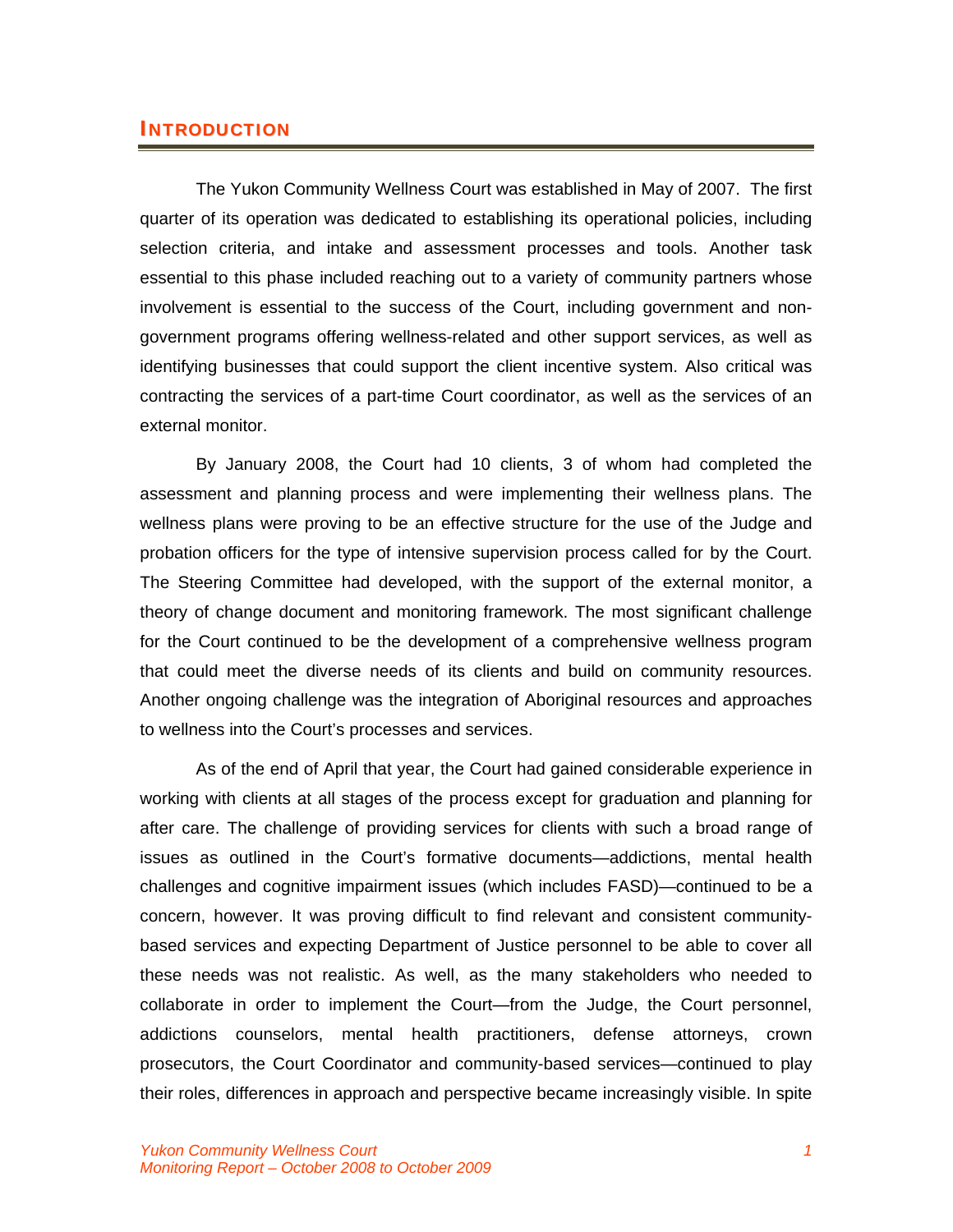## INTRODUCTION

The Yukon Community Wellness Court was established in May of 2007. The first quarter of its operation was dedicated to establishing its operational policies, including selection criteria, and intake and assessment processes and tools. Another task essential to this phase included reaching out to a variety of community partners whose involvement is essential to the success of the Court, including government and non-government programs offering wellness-related and other support services, as well as identifying businesses that could support the client incentive system. Also critical was contracting the services of a part-time Court coordinator, as well as the services of an external monitor.

By January 2008, the Court had 10 clients, 3 of whom had completed the assessment and planning process and were implementing their wellness plans. The wellness plans were proving to be an effective structure for the use of the Judge and probation officers for the type of intensive supervision process called for by the Court. The Steering Committee had developed, with the support of the external monitor, a theory of change document and monitoring framework. The most significant challenge for the Court continued to be the development of a comprehensive wellness program that could meet the diverse needs of its clients and build on community resources. Another ongoing challenge was the integration of Aboriginal resources and approaches to wellness into the Court's processes and services.

As of the end of April that year, the Court had gained considerable experience in working with clients at all stages of the process except for graduation and planning for after care. The challenge of providing services for clients with such a broad range of issues as outlined in the Court's formative documents—addictions, mental health challenges and cognitive impairment issues (which includes FASD)—continued to be a concern, however. It was proving difficult to find relevant and consistent community-based services and expecting Department of Justice personnel to be able to cover all these needs was not realistic. As well, as the many stakeholders who needed to collaborate in order to implement the Court—from the Judge, the Court personnel, addictions counselors, mental health practitioners, defense attorneys, crown prosecutors, the Court Coordinator and community-based services—continued to play their roles, differences in approach and perspective became increasingly visible. In spite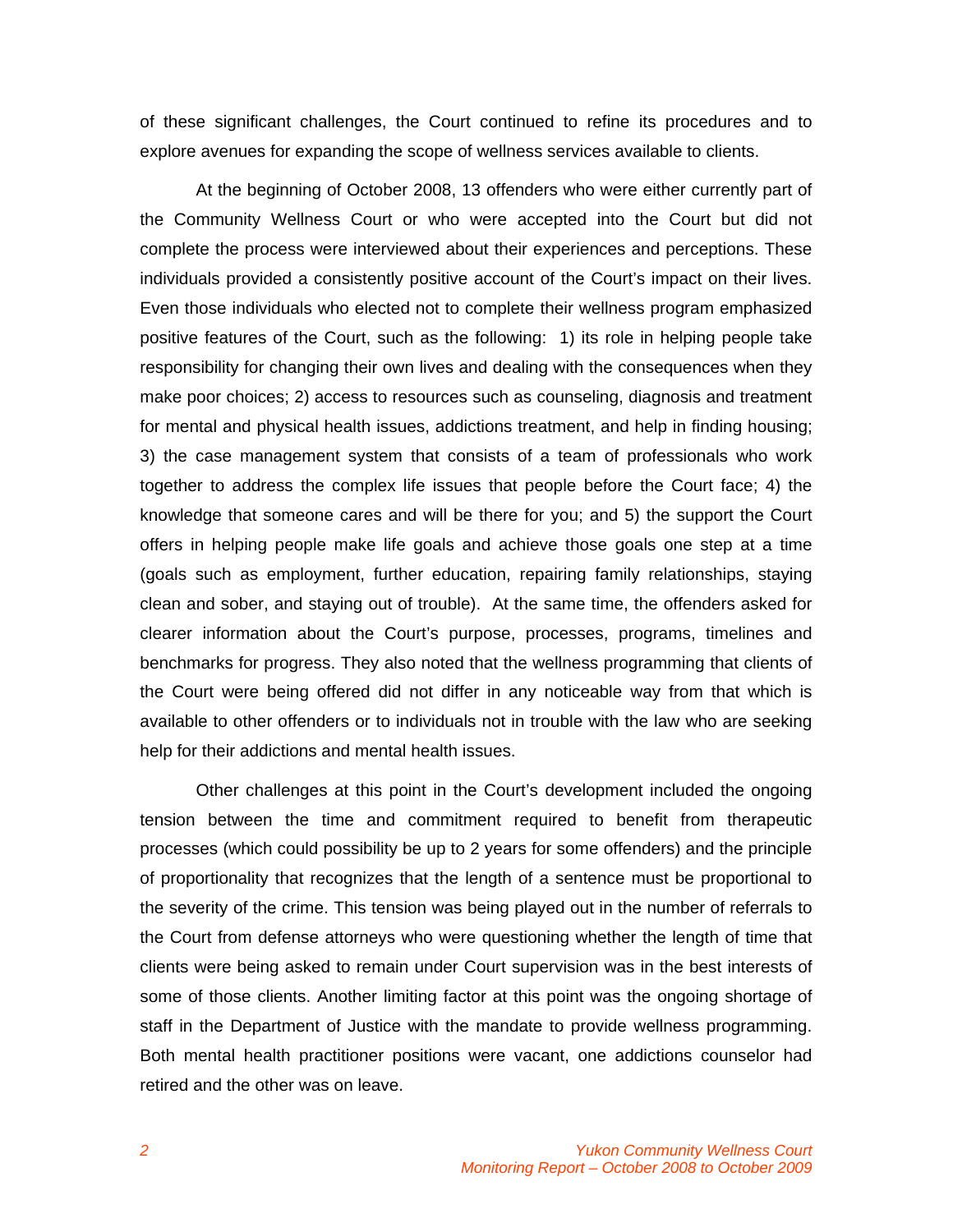of these significant challenges, the Court continued to refine its procedures and to explore avenues for expanding the scope of wellness services available to clients.

At the beginning of October 2008, 13 offenders who were either currently part of the Community Wellness Court or who were accepted into the Court but did not complete the process were interviewed about their experiences and perceptions. These individuals provided a consistently positive account of the Court's impact on their lives. Even those individuals who elected not to complete their wellness program emphasized positive features of the Court, such as the following: 1) its role in helping people take responsibility for changing their own lives and dealing with the consequences when they make poor choices; 2) access to resources such as counseling, diagnosis and treatment for mental and physical health issues, addictions treatment, and help in finding housing; 3) the case management system that consists of a team of professionals who work together to address the complex life issues that people before the Court face; 4) the knowledge that someone cares and will be there for you; and 5) the support the Court offers in helping people make life goals and achieve those goals one step at a time (goals such as employment, further education, repairing family relationships, staying clean and sober, and staying out of trouble). At the same time, the offenders asked for clearer information about the Court's purpose, processes, programs, timelines and benchmarks for progress. They also noted that the wellness programming that clients of the Court were being offered did not differ in any noticeable way from that which is available to other offenders or to individuals not in trouble with the law who are seeking help for their addictions and mental health issues.

Other challenges at this point in the Court's development included the ongoing tension between the time and commitment required to benefit from therapeutic processes (which could possibility be up to 2 years for some offenders) and the principle of proportionality that recognizes that the length of a sentence must be proportional to the severity of the crime. This tension was being played out in the number of referrals to the Court from defense attorneys who were questioning whether the length of time that clients were being asked to remain under Court supervision was in the best interests of some of those clients. Another limiting factor at this point was the ongoing shortage of staff in the Department of Justice with the mandate to provide wellness programming. Both mental health practitioner positions were vacant, one addictions counselor had retired and the other was on leave.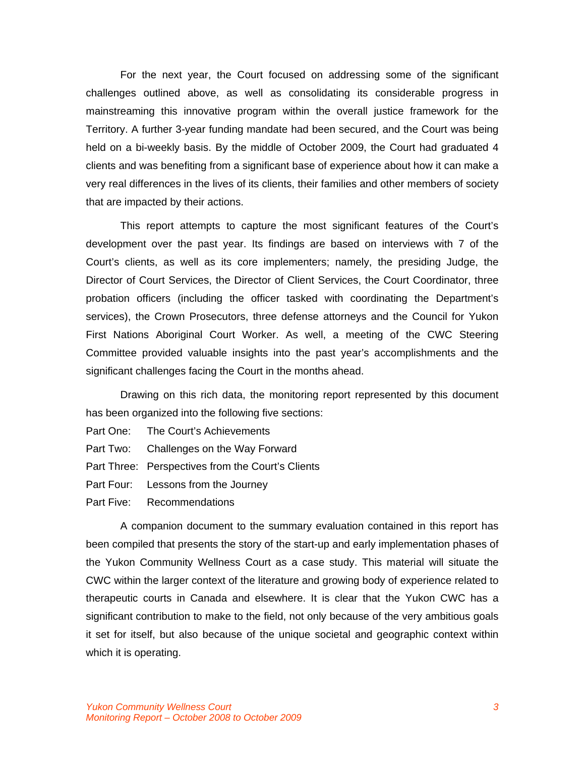For the next year, the Court focused on addressing some of the significant challenges outlined above, as well as consolidating its considerable progress in mainstreaming this innovative program within the overall justice framework for the Territory. A further 3-year funding mandate had been secured, and the Court was being held on a bi-weekly basis. By the middle of October 2009, the Court had graduated 4 clients and was benefiting from a significant base of experience about how it can make a very real differences in the lives of its clients, their families and other members of society that are impacted by their actions.

This report attempts to capture the most significant features of the Court's development over the past year. Its findings are based on interviews with 7 of the Court's clients, as well as its core implementers; namely, the presiding Judge, the Director of Court Services, the Director of Client Services, the Court Coordinator, three probation officers (including the officer tasked with coordinating the Department's services), the Crown Prosecutors, three defense attorneys and the Council for Yukon First Nations Aboriginal Court Worker. As well, a meeting of the CWC Steering Committee provided valuable insights into the past year's accomplishments and the significant challenges facing the Court in the months ahead.

Drawing on this rich data, the monitoring report represented by this document has been organized into the following five sections:

Part One: The Court's Achievements

Part Two: Challenges on the Way Forward

Part Three: Perspectives from the Court's Clients

Part Four: Lessons from the Journey

Part Five: Recommendations

A companion document to the summary evaluation contained in this report has been compiled that presents the story of the start-up and early implementation phases of the Yukon Community Wellness Court as a case study. This material will situate the CWC within the larger context of the literature and growing body of experience related to therapeutic courts in Canada and elsewhere. It is clear that the Yukon CWC has a significant contribution to make to the field, not only because of the very ambitious goals it set for itself, but also because of the unique societal and geographic context within which it is operating.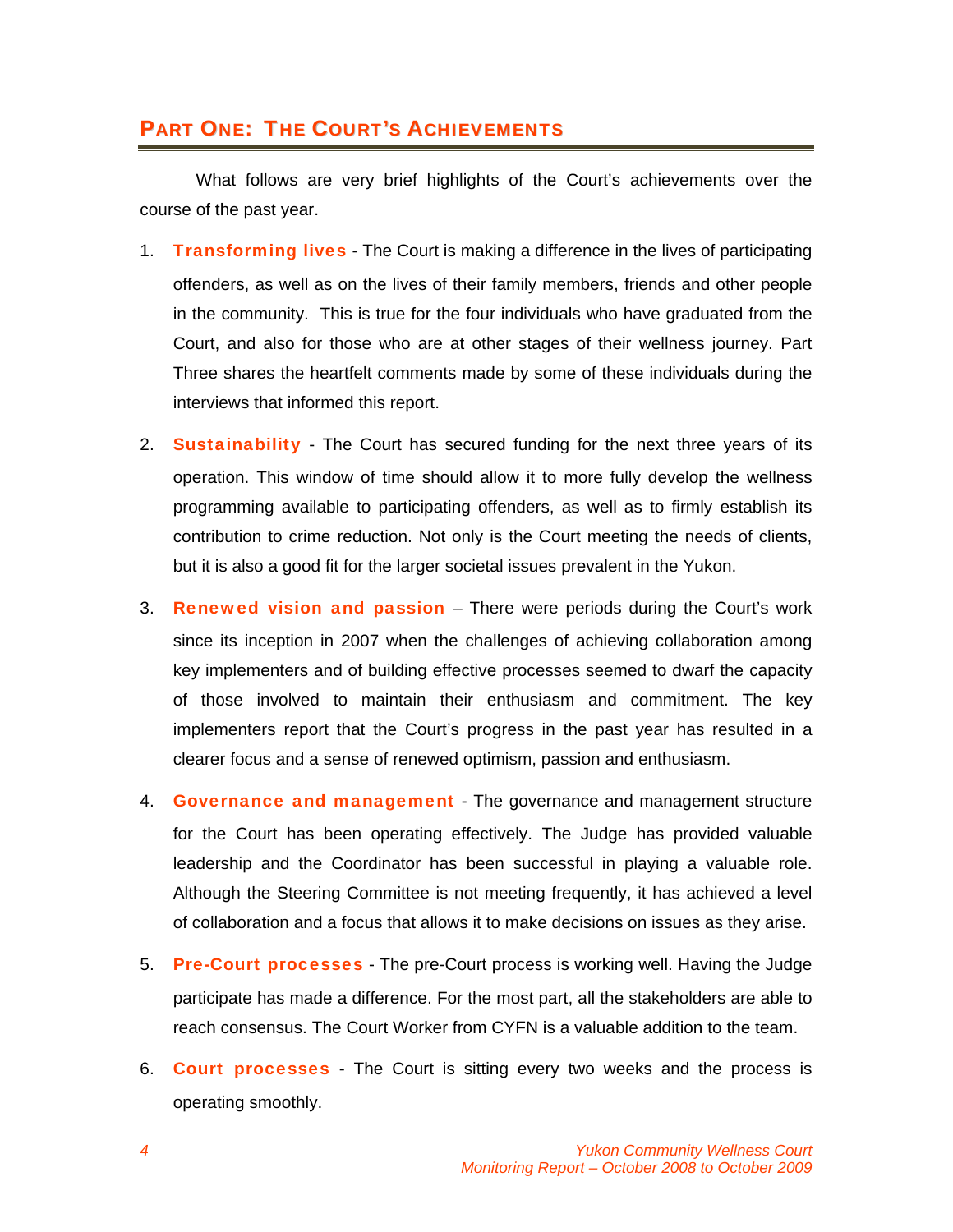## Part One: The Court's Achievements

What follows are very brief highlights of the Court's achievements over the course of the past year.

1. **Transforming lives** - The Court is making a difference in the lives of participating offenders, as well as on the lives of their family members, friends and other people in the community. This is true for the four individuals who have graduated from the Court, and also for those who are at other stages of their wellness journey. Part Three shares the heartfelt comments made by some of these individuals during the interviews that informed this report.

2. **Sustainability** - The Court has secured funding for the next three years of its operation. This window of time should allow it to more fully develop the wellness programming available to participating offenders, as well as to firmly establish its contribution to crime reduction. Not only is the Court meeting the needs of clients, but it is also a good fit for the larger societal issues prevalent in the Yukon.

3. **Renewed vision and passion** – There were periods during the Court's work since its inception in 2007 when the challenges of achieving collaboration among key implementers and of building effective processes seemed to dwarf the capacity of those involved to maintain their enthusiasm and commitment. The key implementers report that the Court's progress in the past year has resulted in a clearer focus and a sense of renewed optimism, passion and enthusiasm.

4. **Governance and management** - The governance and management structure for the Court has been operating effectively. The Judge has provided valuable leadership and the Coordinator has been successful in playing a valuable role. Although the Steering Committee is not meeting frequently, it has achieved a level of collaboration and a focus that allows it to make decisions on issues as they arise.

5. **Pre-Court processes** - The pre-Court process is working well. Having the Judge participate has made a difference. For the most part, all the stakeholders are able to reach consensus. The Court Worker from CYFN is a valuable addition to the team.

6. **Court processes** - The Court is sitting every two weeks and the process is operating smoothly.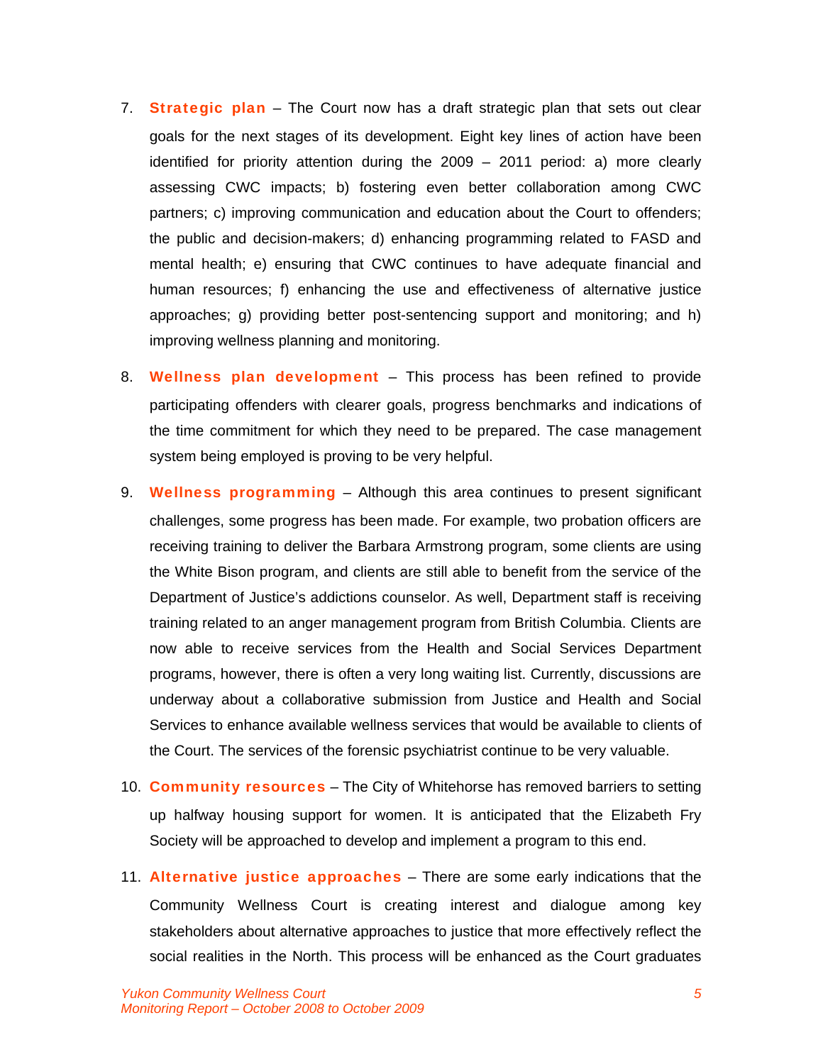7. **Strategic plan** – The Court now has a draft strategic plan that sets out clear goals for the next stages of its development. Eight key lines of action have been identified for priority attention during the 2009 – 2011 period: a) more clearly assessing CWC impacts; b) fostering even better collaboration among CWC partners; c) improving communication and education about the Court to offenders; the public and decision-makers; d) enhancing programming related to FASD and mental health; e) ensuring that CWC continues to have adequate financial and human resources; f) enhancing the use and effectiveness of alternative justice approaches; g) providing better post-sentencing support and monitoring; and h) improving wellness planning and monitoring.

8. **Wellness plan development** – This process has been refined to provide participating offenders with clearer goals, progress benchmarks and indications of the time commitment for which they need to be prepared. The case management system being employed is proving to be very helpful.

9. **Wellness programming** – Although this area continues to present significant challenges, some progress has been made. For example, two probation officers are receiving training to deliver the Barbara Armstrong program, some clients are using the White Bison program, and clients are still able to benefit from the service of the Department of Justice's addictions counselor. As well, Department staff is receiving training related to an anger management program from British Columbia. Clients are now able to receive services from the Health and Social Services Department programs, however, there is often a very long waiting list. Currently, discussions are underway about a collaborative submission from Justice and Health and Social Services to enhance available wellness services that would be available to clients of the Court. The services of the forensic psychiatrist continue to be very valuable.

10. **Community resources** – The City of Whitehorse has removed barriers to setting up halfway housing support for women. It is anticipated that the Elizabeth Fry Society will be approached to develop and implement a program to this end.

11. **Alternative justice approaches** – There are some early indications that the Community Wellness Court is creating interest and dialogue among key stakeholders about alternative approaches to justice that more effectively reflect the social realities in the North. This process will be enhanced as the Court graduates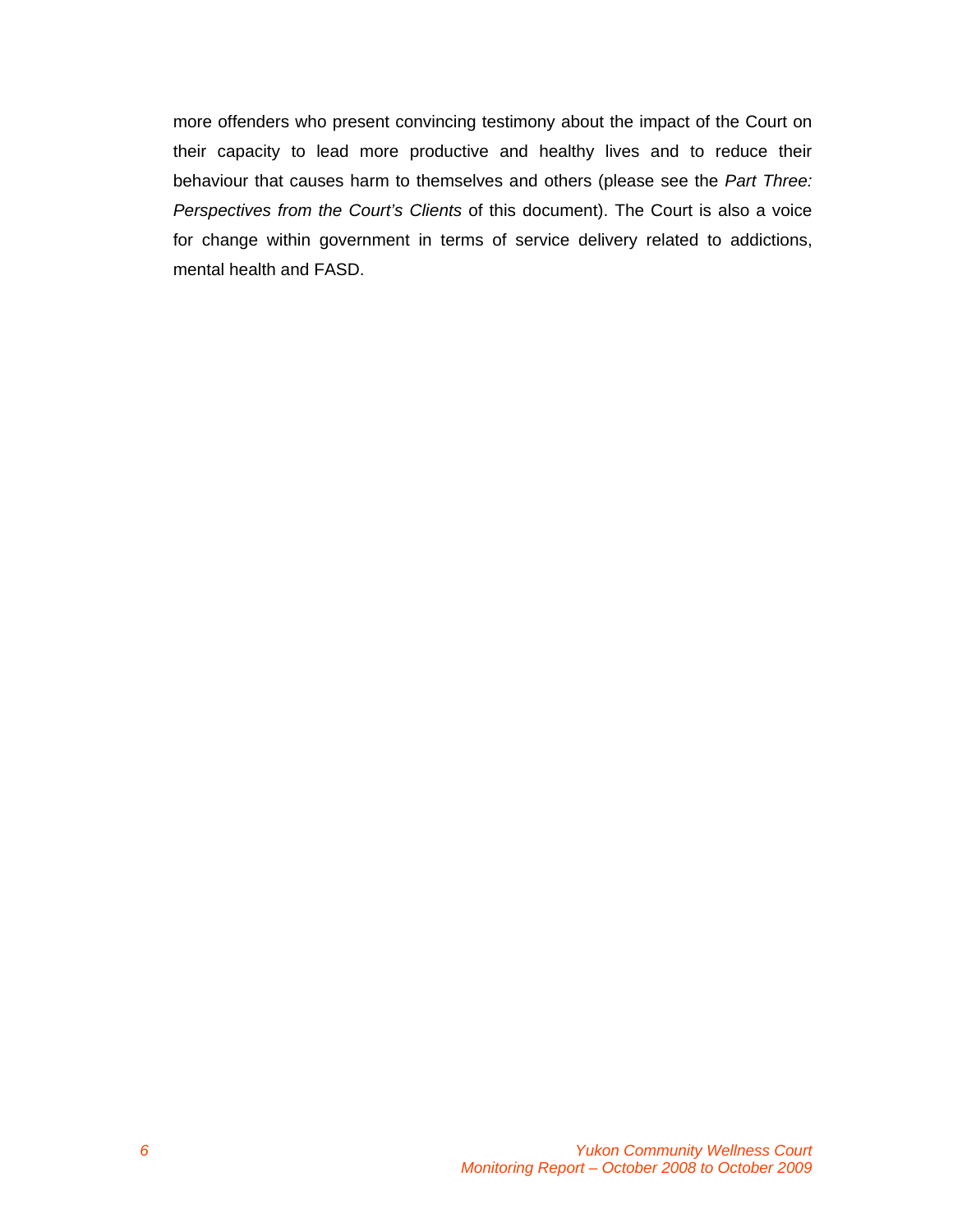more offenders who present convincing testimony about the impact of the Court on their capacity to lead more productive and healthy lives and to reduce their behaviour that causes harm to themselves and others (please see the *Part Three: Perspectives from the Court's Clients* of this document). The Court is also a voice for change within government in terms of service delivery related to addictions, mental health and FASD.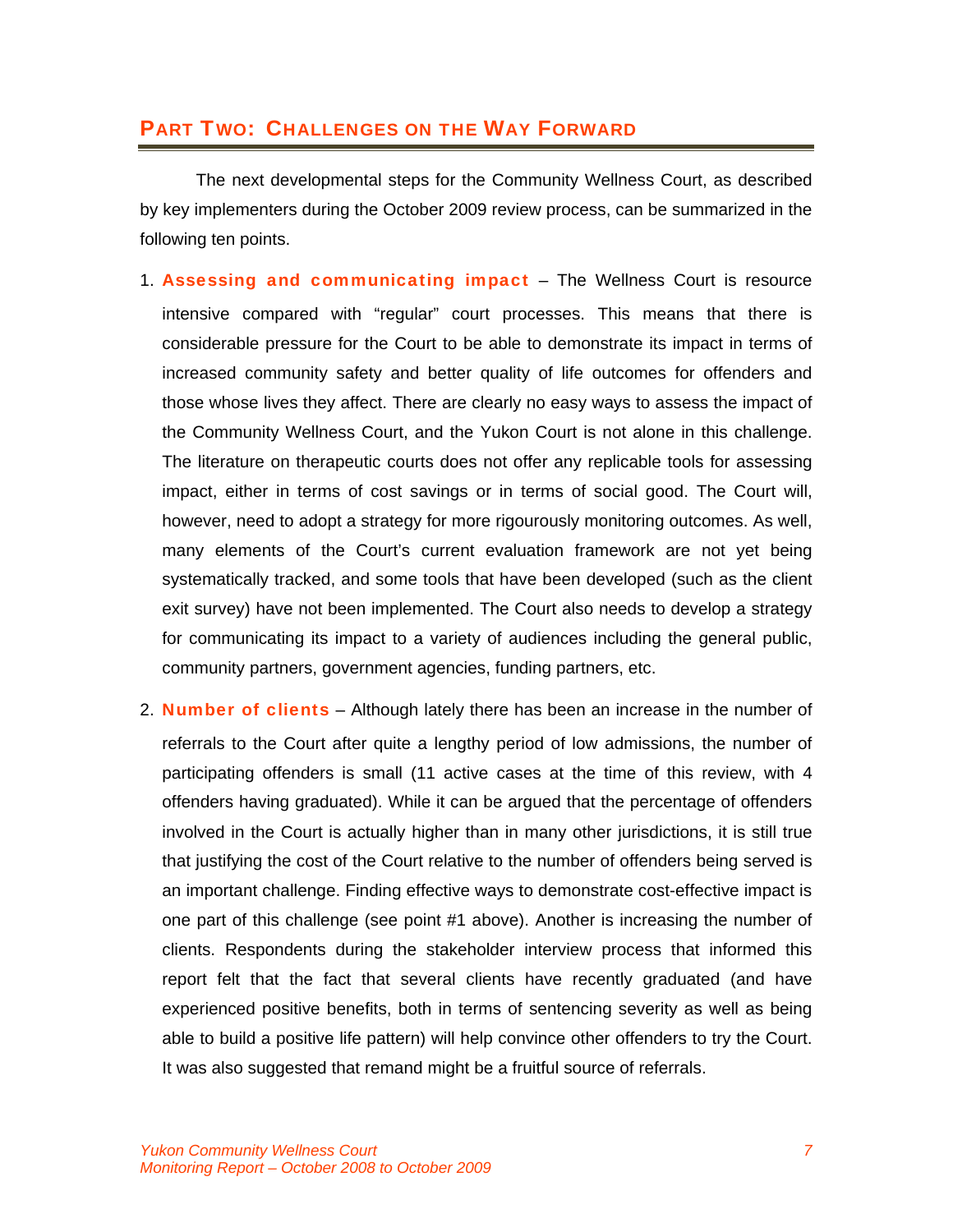## PART TWO: CHALLENGES ON THE WAY FORWARD

The next developmental steps for the Community Wellness Court, as described by key implementers during the October 2009 review process, can be summarized in the following ten points.

1. **Assessing and communicating impact** – The Wellness Court is resource intensive compared with "regular" court processes. This means that there is considerable pressure for the Court to be able to demonstrate its impact in terms of increased community safety and better quality of life outcomes for offenders and those whose lives they affect. There are clearly no easy ways to assess the impact of the Community Wellness Court, and the Yukon Court is not alone in this challenge. The literature on therapeutic courts does not offer any replicable tools for assessing impact, either in terms of cost savings or in terms of social good. The Court will, however, need to adopt a strategy for more rigourously monitoring outcomes. As well, many elements of the Court's current evaluation framework are not yet being systematically tracked, and some tools that have been developed (such as the client exit survey) have not been implemented. The Court also needs to develop a strategy for communicating its impact to a variety of audiences including the general public, community partners, government agencies, funding partners, etc.

2. **Number of clients** – Although lately there has been an increase in the number of referrals to the Court after quite a lengthy period of low admissions, the number of participating offenders is small (11 active cases at the time of this review, with 4 offenders having graduated). While it can be argued that the percentage of offenders involved in the Court is actually higher than in many other jurisdictions, it is still true that justifying the cost of the Court relative to the number of offenders being served is an important challenge. Finding effective ways to demonstrate cost-effective impact is one part of this challenge (see point #1 above). Another is increasing the number of clients. Respondents during the stakeholder interview process that informed this report felt that the fact that several clients have recently graduated (and have experienced positive benefits, both in terms of sentencing severity as well as being able to build a positive life pattern) will help convince other offenders to try the Court. It was also suggested that remand might be a fruitful source of referrals.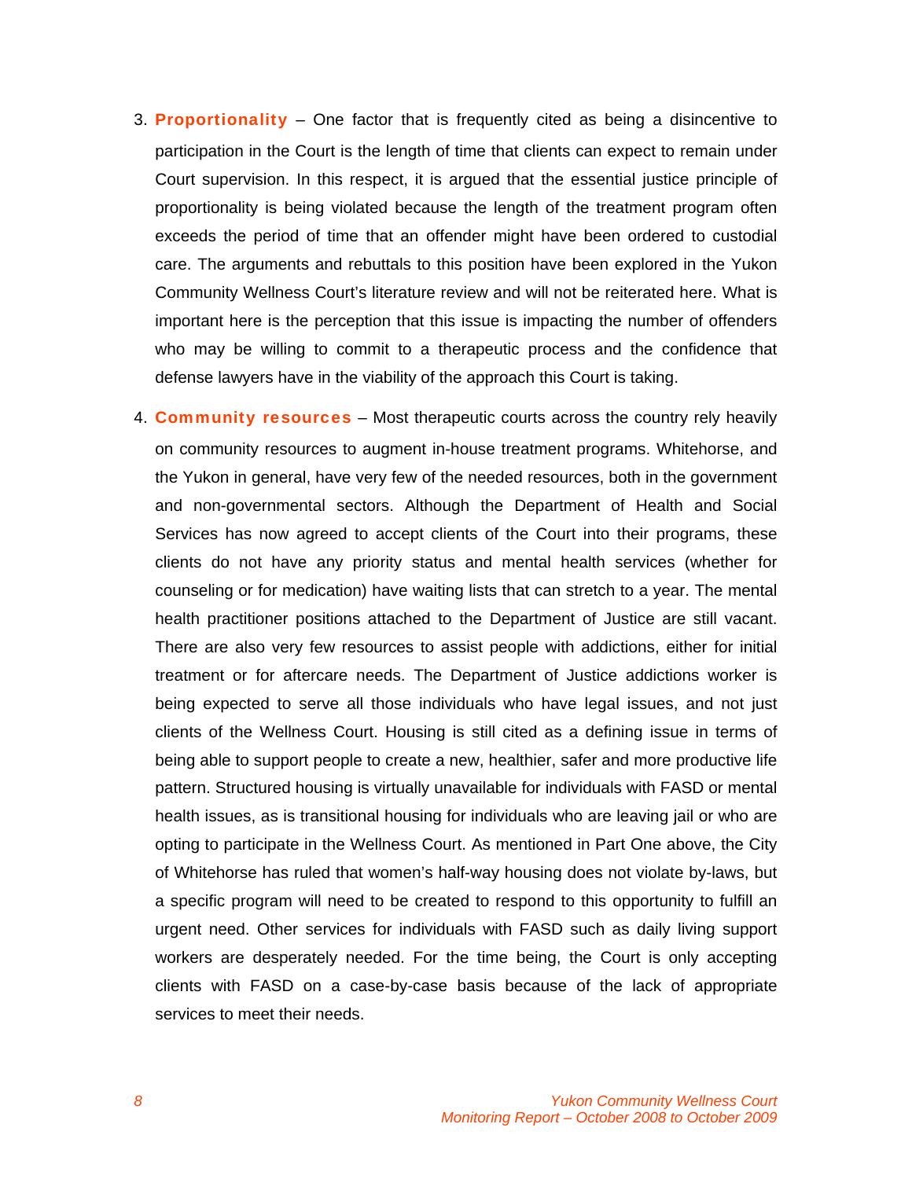3. **Proportionality** – One factor that is frequently cited as being a disincentive to participation in the Court is the length of time that clients can expect to remain under Court supervision. In this respect, it is argued that the essential justice principle of proportionality is being violated because the length of the treatment program often exceeds the period of time that an offender might have been ordered to custodial care. The arguments and rebuttals to this position have been explored in the Yukon Community Wellness Court's literature review and will not be reiterated here. What is important here is the perception that this issue is impacting the number of offenders who may be willing to commit to a therapeutic process and the confidence that defense lawyers have in the viability of the approach this Court is taking.

4. **Community resources** – Most therapeutic courts across the country rely heavily on community resources to augment in-house treatment programs. Whitehorse, and the Yukon in general, have very few of the needed resources, both in the government and non-governmental sectors. Although the Department of Health and Social Services has now agreed to accept clients of the Court into their programs, these clients do not have any priority status and mental health services (whether for counseling or for medication) have waiting lists that can stretch to a year. The mental health practitioner positions attached to the Department of Justice are still vacant. There are also very few resources to assist people with addictions, either for initial treatment or for aftercare needs. The Department of Justice addictions worker is being expected to serve all those individuals who have legal issues, and not just clients of the Wellness Court. Housing is still cited as a defining issue in terms of being able to support people to create a new, healthier, safer and more productive life pattern. Structured housing is virtually unavailable for individuals with FASD or mental health issues, as is transitional housing for individuals who are leaving jail or who are opting to participate in the Wellness Court. As mentioned in Part One above, the City of Whitehorse has ruled that women's half-way housing does not violate by-laws, but a specific program will need to be created to respond to this opportunity to fulfill an urgent need. Other services for individuals with FASD such as daily living support workers are desperately needed. For the time being, the Court is only accepting clients with FASD on a case-by-case basis because of the lack of appropriate services to meet their needs.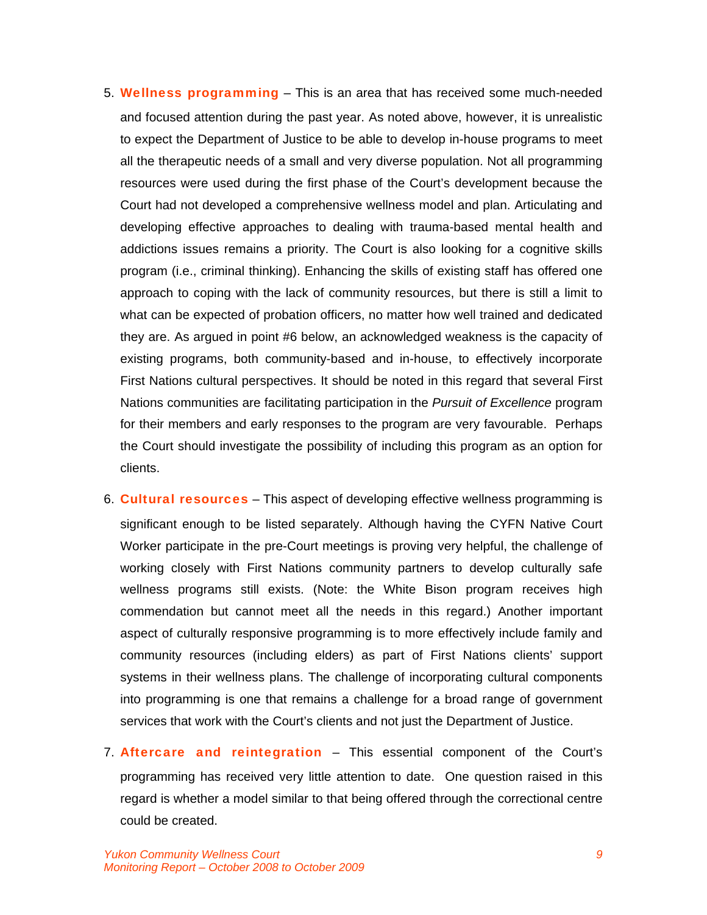5. **Wellness programming** – This is an area that has received some much-needed and focused attention during the past year. As noted above, however, it is unrealistic to expect the Department of Justice to be able to develop in-house programs to meet all the therapeutic needs of a small and very diverse population. Not all programming resources were used during the first phase of the Court's development because the Court had not developed a comprehensive wellness model and plan. Articulating and developing effective approaches to dealing with trauma-based mental health and addictions issues remains a priority. The Court is also looking for a cognitive skills program (i.e., criminal thinking). Enhancing the skills of existing staff has offered one approach to coping with the lack of community resources, but there is still a limit to what can be expected of probation officers, no matter how well trained and dedicated they are. As argued in point #6 below, an acknowledged weakness is the capacity of existing programs, both community-based and in-house, to effectively incorporate First Nations cultural perspectives. It should be noted in this regard that several First Nations communities are facilitating participation in the *Pursuit of Excellence* program for their members and early responses to the program are very favourable. Perhaps the Court should investigate the possibility of including this program as an option for clients.

6. **Cultural resources** – This aspect of developing effective wellness programming is significant enough to be listed separately. Although having the CYFN Native Court Worker participate in the pre-Court meetings is proving very helpful, the challenge of working closely with First Nations community partners to develop culturally safe wellness programs still exists. (Note: the White Bison program receives high commendation but cannot meet all the needs in this regard.) Another important aspect of culturally responsive programming is to more effectively include family and community resources (including elders) as part of First Nations clients' support systems in their wellness plans. The challenge of incorporating cultural components into programming is one that remains a challenge for a broad range of government services that work with the Court's clients and not just the Department of Justice.

7. **Aftercare and reintegration** – This essential component of the Court's programming has received very little attention to date. One question raised in this regard is whether a model similar to that being offered through the correctional centre could be created.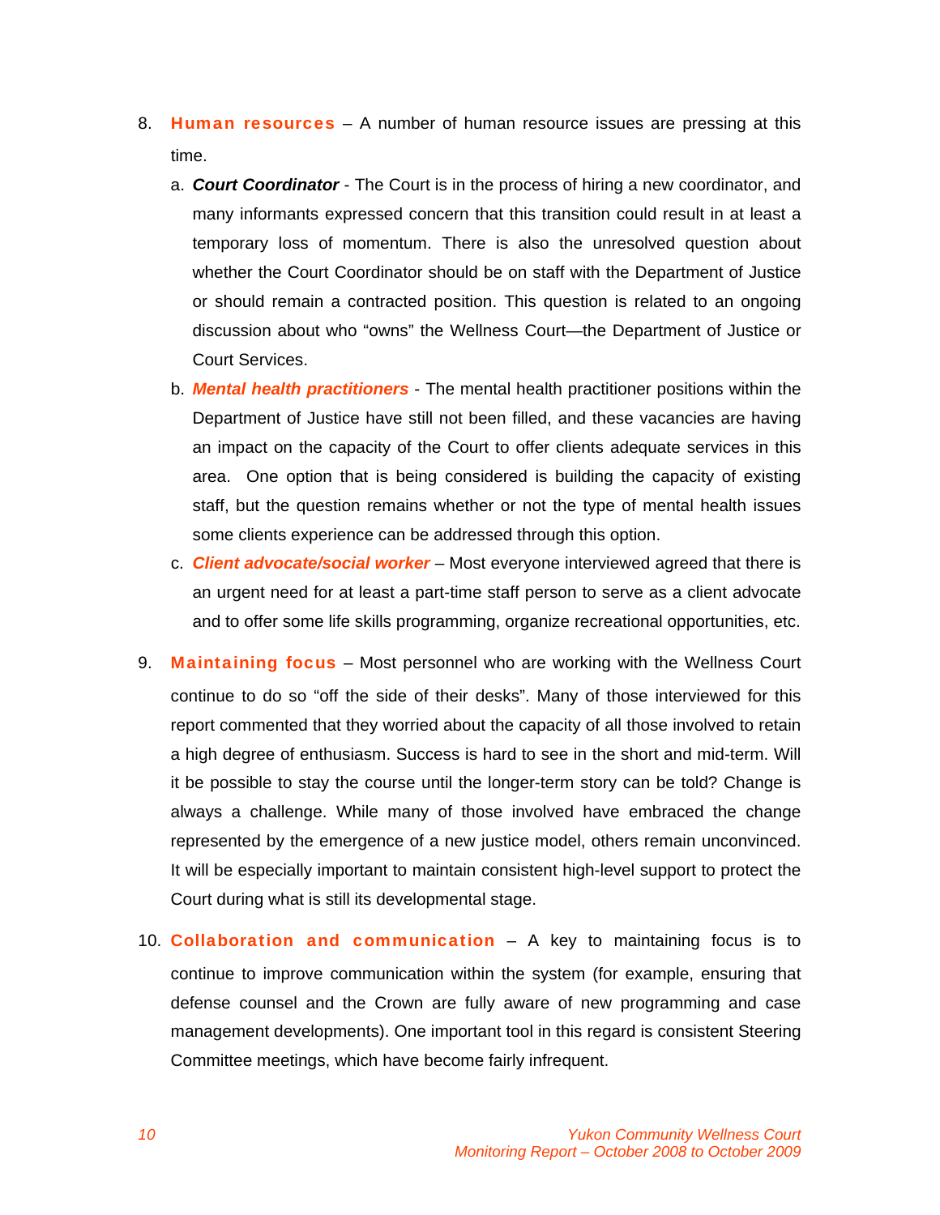8. **Human resources** – A number of human resource issues are pressing at this time.

   a. ***Court Coordinator*** - The Court is in the process of hiring a new coordinator, and many informants expressed concern that this transition could result in at least a temporary loss of momentum. There is also the unresolved question about whether the Court Coordinator should be on staff with the Department of Justice or should remain a contracted position. This question is related to an ongoing discussion about who “owns” the Wellness Court—the Department of Justice or Court Services.

   b. ***Mental health practitioners*** - The mental health practitioner positions within the Department of Justice have still not been filled, and these vacancies are having an impact on the capacity of the Court to offer clients adequate services in this area. One option that is being considered is building the capacity of existing staff, but the question remains whether or not the type of mental health issues some clients experience can be addressed through this option.

   c. ***Client advocate/social worker*** – Most everyone interviewed agreed that there is an urgent need for at least a part-time staff person to serve as a client advocate and to offer some life skills programming, organize recreational opportunities, etc.

9. **Maintaining focus** – Most personnel who are working with the Wellness Court continue to do so “off the side of their desks”. Many of those interviewed for this report commented that they worried about the capacity of all those involved to retain a high degree of enthusiasm. Success is hard to see in the short and mid-term. Will it be possible to stay the course until the longer-term story can be told? Change is always a challenge. While many of those involved have embraced the change represented by the emergence of a new justice model, others remain unconvinced. It will be especially important to maintain consistent high-level support to protect the Court during what is still its developmental stage.

10. **Collaboration and communication** – A key to maintaining focus is to continue to improve communication within the system (for example, ensuring that defense counsel and the Crown are fully aware of new programming and case management developments). One important tool in this regard is consistent Steering Committee meetings, which have become fairly infrequent.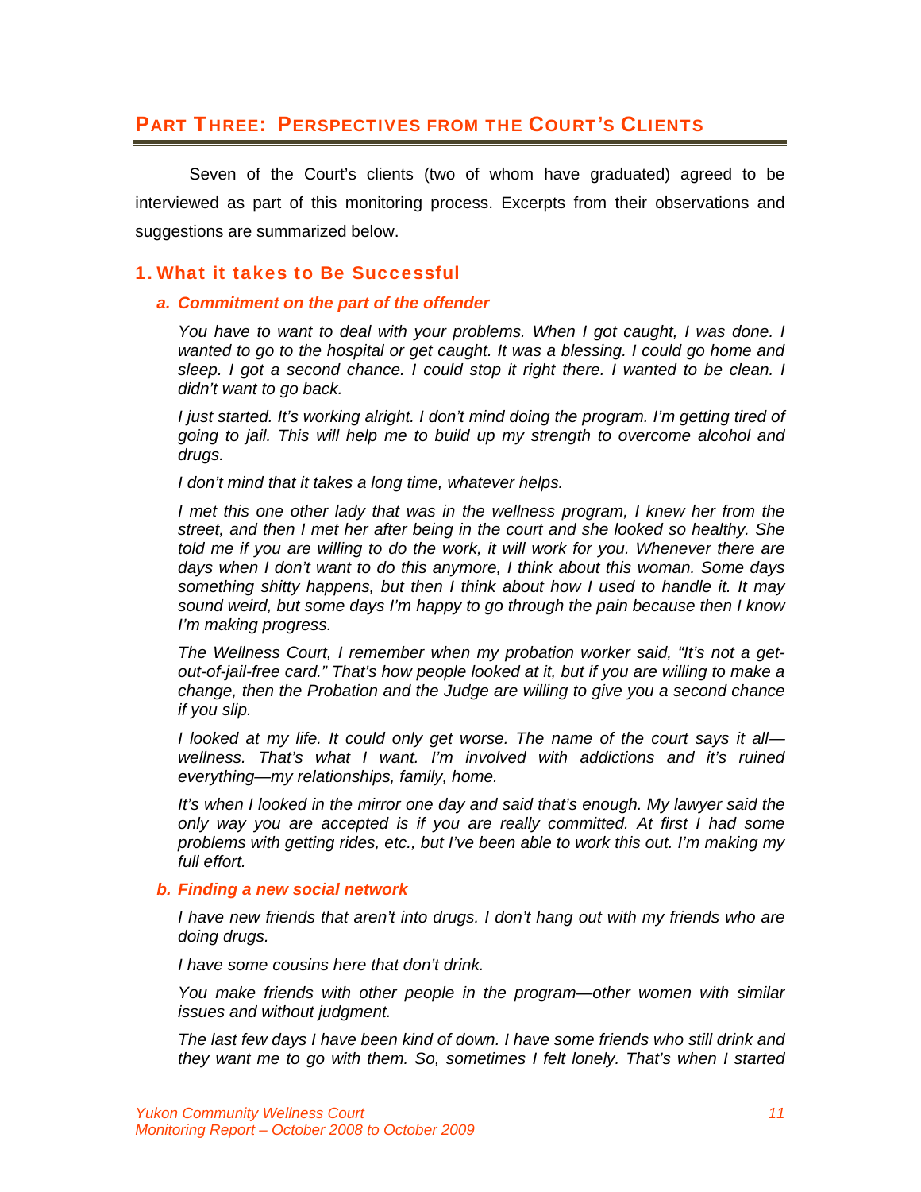## PART THREE: PERSPECTIVES FROM THE COURT'S CLIENTS

Seven of the Court's clients (two of whom have graduated) agreed to be interviewed as part of this monitoring process. Excerpts from their observations and suggestions are summarized below.

### 1. What it takes to Be Successful

#### *a. Commitment on the part of the offender*

*You have to want to deal with your problems. When I got caught, I was done. I wanted to go to the hospital or get caught. It was a blessing. I could go home and sleep. I got a second chance. I could stop it right there. I wanted to be clean. I didn't want to go back.*

*I just started. It's working alright. I don't mind doing the program. I'm getting tired of going to jail. This will help me to build up my strength to overcome alcohol and drugs.*

*I don't mind that it takes a long time, whatever helps.*

*I met this one other lady that was in the wellness program, I knew her from the street, and then I met her after being in the court and she looked so healthy. She told me if you are willing to do the work, it will work for you. Whenever there are days when I don't want to do this anymore, I think about this woman. Some days something shitty happens, but then I think about how I used to handle it. It may sound weird, but some days I'm happy to go through the pain because then I know I'm making progress.*

*The Wellness Court, I remember when my probation worker said, "It's not a get-out-of-jail-free card." That's how people looked at it, but if you are willing to make a change, then the Probation and the Judge are willing to give you a second chance if you slip.*

*I looked at my life. It could only get worse. The name of the court says it all—wellness. That's what I want. I'm involved with addictions and it's ruined everything—my relationships, family, home.*

*It's when I looked in the mirror one day and said that's enough. My lawyer said the only way you are accepted is if you are really committed. At first I had some problems with getting rides, etc., but I've been able to work this out. I'm making my full effort.*

#### *b. Finding a new social network*

*I have new friends that aren't into drugs. I don't hang out with my friends who are doing drugs.*

*I have some cousins here that don't drink.*

*You make friends with other people in the program—other women with similar issues and without judgment.*

*The last few days I have been kind of down. I have some friends who still drink and they want me to go with them. So, sometimes I felt lonely. That's when I started*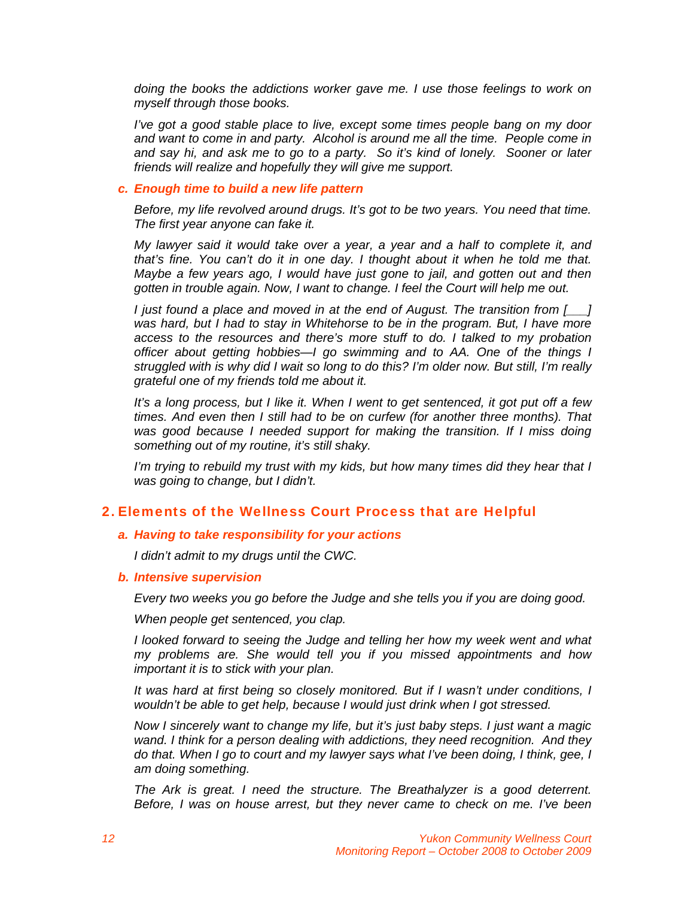*doing the books the addictions worker gave me. I use those feelings to work on myself through those books.*

*I've got a good stable place to live, except some times people bang on my door and want to come in and party. Alcohol is around me all the time. People come in and say hi, and ask me to go to a party. So it's kind of lonely. Sooner or later friends will realize and hopefully they will give me support.*

### c. Enough time to build a new life pattern

*Before, my life revolved around drugs. It's got to be two years. You need that time. The first year anyone can fake it.*

*My lawyer said it would take over a year, a year and a half to complete it, and that's fine. You can't do it in one day. I thought about it when he told me that. Maybe a few years ago, I would have just gone to jail, and gotten out and then gotten in trouble again. Now, I want to change. I feel the Court will help me out.*

*I just found a place and moved in at the end of August. The transition from [\_\_\_] was hard, but I had to stay in Whitehorse to be in the program. But, I have more access to the resources and there's more stuff to do. I talked to my probation officer about getting hobbies—I go swimming and to AA. One of the things I struggled with is why did I wait so long to do this? I'm older now. But still, I'm really grateful one of my friends told me about it.*

*It's a long process, but I like it. When I went to get sentenced, it got put off a few times. And even then I still had to be on curfew (for another three months). That was good because I needed support for making the transition. If I miss doing something out of my routine, it's still shaky.*

*I'm trying to rebuild my trust with my kids, but how many times did they hear that I was going to change, but I didn't.*

## 2. Elements of the Wellness Court Process that are Helpful

### a. Having to take responsibility for your actions

*I didn't admit to my drugs until the CWC.*

### b. Intensive supervision

*Every two weeks you go before the Judge and she tells you if you are doing good.*

*When people get sentenced, you clap.*

*I looked forward to seeing the Judge and telling her how my week went and what my problems are. She would tell you if you missed appointments and how important it is to stick with your plan.*

*It was hard at first being so closely monitored. But if I wasn't under conditions, I wouldn't be able to get help, because I would just drink when I got stressed.*

*Now I sincerely want to change my life, but it's just baby steps. I just want a magic wand. I think for a person dealing with addictions, they need recognition. And they do that. When I go to court and my lawyer says what I've been doing, I think, gee, I am doing something.*

*The Ark is great. I need the structure. The Breathalyzer is a good deterrent. Before, I was on house arrest, but they never came to check on me. I've been*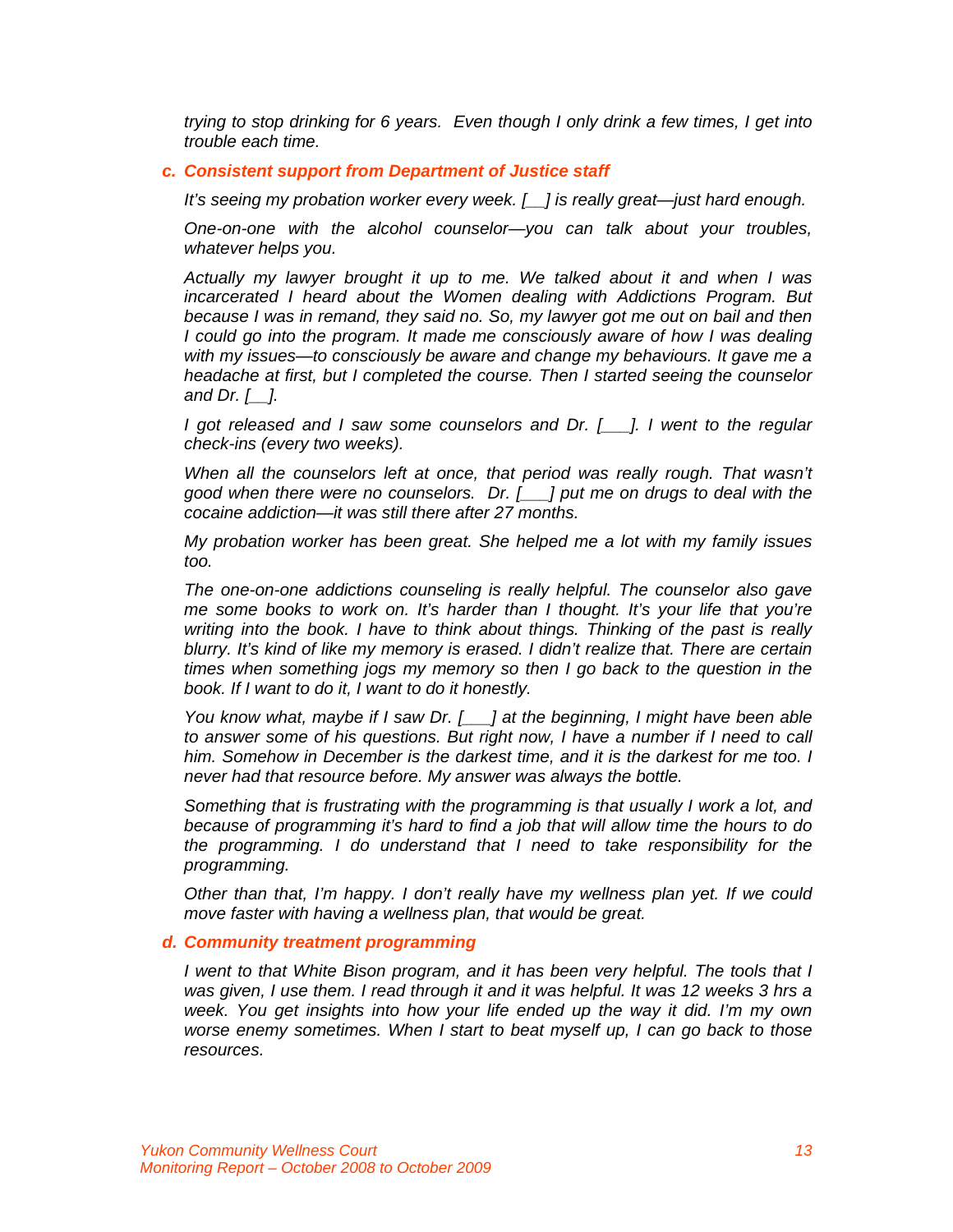*trying to stop drinking for 6 years. Even though I only drink a few times, I get into trouble each time.*

### c. Consistent support from Department of Justice staff

*It's seeing my probation worker every week. [__] is really great—just hard enough.*

*One-on-one with the alcohol counselor—you can talk about your troubles, whatever helps you.*

*Actually my lawyer brought it up to me. We talked about it and when I was incarcerated I heard about the Women dealing with Addictions Program. But because I was in remand, they said no. So, my lawyer got me out on bail and then I could go into the program. It made me consciously aware of how I was dealing with my issues—to consciously be aware and change my behaviours. It gave me a headache at first, but I completed the course. Then I started seeing the counselor and Dr. [__].*

*I got released and I saw some counselors and Dr. [___]. I went to the regular check-ins (every two weeks).*

*When all the counselors left at once, that period was really rough. That wasn't good when there were no counselors. Dr. [___] put me on drugs to deal with the cocaine addiction—it was still there after 27 months.*

*My probation worker has been great. She helped me a lot with my family issues too.*

*The one-on-one addictions counseling is really helpful. The counselor also gave me some books to work on. It's harder than I thought. It's your life that you're writing into the book. I have to think about things. Thinking of the past is really blurry. It's kind of like my memory is erased. I didn't realize that. There are certain times when something jogs my memory so then I go back to the question in the book. If I want to do it, I want to do it honestly.*

*You know what, maybe if I saw Dr. [___] at the beginning, I might have been able to answer some of his questions. But right now, I have a number if I need to call him. Somehow in December is the darkest time, and it is the darkest for me too. I never had that resource before. My answer was always the bottle.*

*Something that is frustrating with the programming is that usually I work a lot, and because of programming it's hard to find a job that will allow time the hours to do the programming. I do understand that I need to take responsibility for the programming.*

*Other than that, I'm happy. I don't really have my wellness plan yet. If we could move faster with having a wellness plan, that would be great.*

### d. Community treatment programming

*I went to that White Bison program, and it has been very helpful. The tools that I was given, I use them. I read through it and it was helpful. It was 12 weeks 3 hrs a week. You get insights into how your life ended up the way it did. I'm my own worse enemy sometimes. When I start to beat myself up, I can go back to those resources.*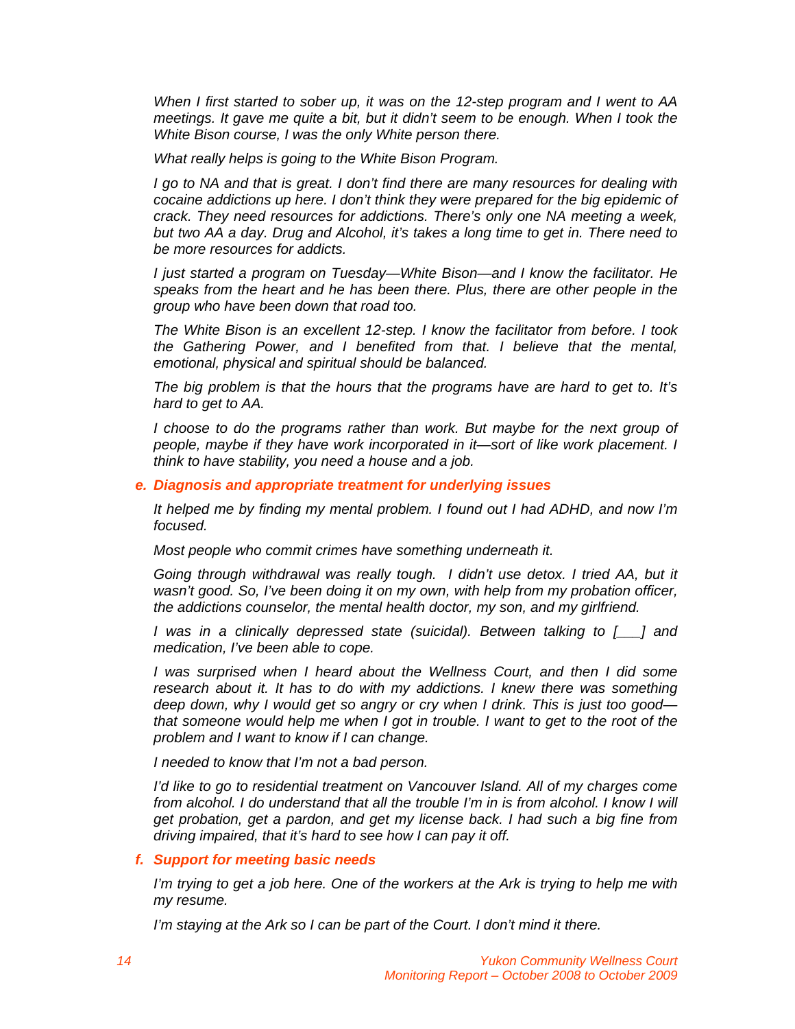*When I first started to sober up, it was on the 12-step program and I went to AA meetings. It gave me quite a bit, but it didn't seem to be enough. When I took the White Bison course, I was the only White person there.*

*What really helps is going to the White Bison Program.*

*I go to NA and that is great. I don't find there are many resources for dealing with cocaine addictions up here. I don't think they were prepared for the big epidemic of crack. They need resources for addictions. There's only one NA meeting a week, but two AA a day. Drug and Alcohol, it's takes a long time to get in. There need to be more resources for addicts.*

*I just started a program on Tuesday—White Bison—and I know the facilitator. He speaks from the heart and he has been there. Plus, there are other people in the group who have been down that road too.*

*The White Bison is an excellent 12-step. I know the facilitator from before. I took the Gathering Power, and I benefited from that. I believe that the mental, emotional, physical and spiritual should be balanced.*

*The big problem is that the hours that the programs have are hard to get to. It's hard to get to AA.*

*I choose to do the programs rather than work. But maybe for the next group of people, maybe if they have work incorporated in it—sort of like work placement. I think to have stability, you need a house and a job.*

### *e. Diagnosis and appropriate treatment for underlying issues*

*It helped me by finding my mental problem. I found out I had ADHD, and now I'm focused.*

*Most people who commit crimes have something underneath it.*

*Going through withdrawal was really tough. I didn't use detox. I tried AA, but it wasn't good. So, I've been doing it on my own, with help from my probation officer, the addictions counselor, the mental health doctor, my son, and my girlfriend.*

*I was in a clinically depressed state (suicidal). Between talking to [___] and medication, I've been able to cope.*

*I was surprised when I heard about the Wellness Court, and then I did some research about it. It has to do with my addictions. I knew there was something deep down, why I would get so angry or cry when I drink. This is just too good—that someone would help me when I got in trouble. I want to get to the root of the problem and I want to know if I can change.*

*I needed to know that I'm not a bad person.*

*I'd like to go to residential treatment on Vancouver Island. All of my charges come from alcohol. I do understand that all the trouble I'm in is from alcohol. I know I will get probation, get a pardon, and get my license back. I had such a big fine from driving impaired, that it's hard to see how I can pay it off.*

### *f. Support for meeting basic needs*

*I'm trying to get a job here. One of the workers at the Ark is trying to help me with my resume.*

*I'm staying at the Ark so I can be part of the Court. I don't mind it there.*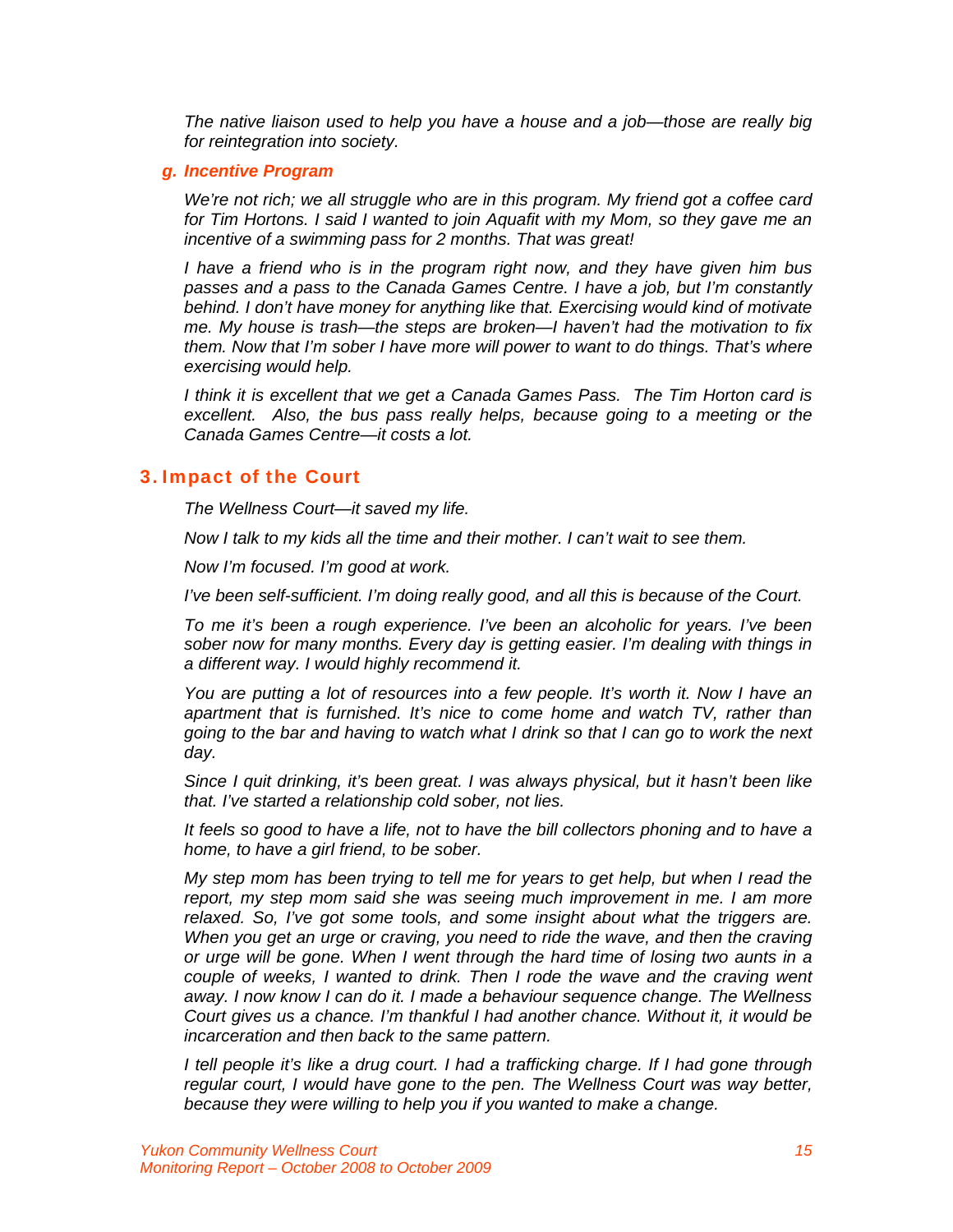*The native liaison used to help you have a house and a job—those are really big for reintegration into society.*

### g. Incentive Program

*We're not rich; we all struggle who are in this program. My friend got a coffee card for Tim Hortons. I said I wanted to join Aquafit with my Mom, so they gave me an incentive of a swimming pass for 2 months. That was great!*

*I have a friend who is in the program right now, and they have given him bus passes and a pass to the Canada Games Centre. I have a job, but I'm constantly behind. I don't have money for anything like that. Exercising would kind of motivate me. My house is trash—the steps are broken—I haven't had the motivation to fix them. Now that I'm sober I have more will power to want to do things. That's where exercising would help.*

*I think it is excellent that we get a Canada Games Pass. The Tim Horton card is excellent. Also, the bus pass really helps, because going to a meeting or the Canada Games Centre—it costs a lot.*

## 3. Impact of the Court

*The Wellness Court—it saved my life.*

*Now I talk to my kids all the time and their mother. I can't wait to see them.*

*Now I'm focused. I'm good at work.*

*I've been self-sufficient. I'm doing really good, and all this is because of the Court.*

*To me it's been a rough experience. I've been an alcoholic for years. I've been sober now for many months. Every day is getting easier. I'm dealing with things in a different way. I would highly recommend it.*

*You are putting a lot of resources into a few people. It's worth it. Now I have an apartment that is furnished. It's nice to come home and watch TV, rather than going to the bar and having to watch what I drink so that I can go to work the next day.*

*Since I quit drinking, it's been great. I was always physical, but it hasn't been like that. I've started a relationship cold sober, not lies.*

*It feels so good to have a life, not to have the bill collectors phoning and to have a home, to have a girl friend, to be sober.*

*My step mom has been trying to tell me for years to get help, but when I read the report, my step mom said she was seeing much improvement in me. I am more relaxed. So, I've got some tools, and some insight about what the triggers are. When you get an urge or craving, you need to ride the wave, and then the craving or urge will be gone. When I went through the hard time of losing two aunts in a couple of weeks, I wanted to drink. Then I rode the wave and the craving went away. I now know I can do it. I made a behaviour sequence change. The Wellness Court gives us a chance. I'm thankful I had another chance. Without it, it would be incarceration and then back to the same pattern.*

*I tell people it's like a drug court. I had a trafficking charge. If I had gone through regular court, I would have gone to the pen. The Wellness Court was way better, because they were willing to help you if you wanted to make a change.*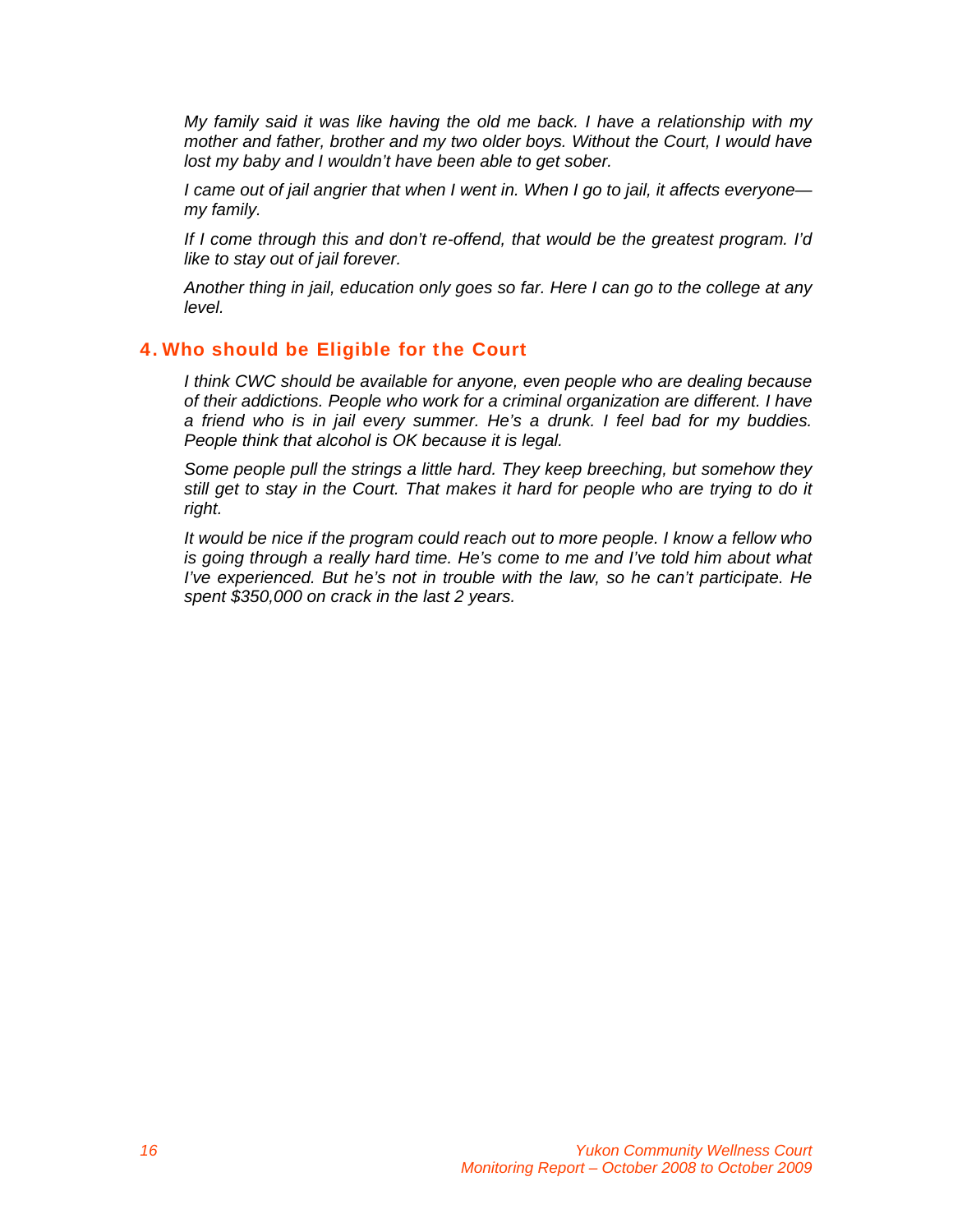*My family said it was like having the old me back. I have a relationship with my mother and father, brother and my two older boys. Without the Court, I would have lost my baby and I wouldn't have been able to get sober.*

*I came out of jail angrier that when I went in. When I go to jail, it affects everyone—my family.*

*If I come through this and don't re-offend, that would be the greatest program. I'd like to stay out of jail forever.*

*Another thing in jail, education only goes so far. Here I can go to the college at any level.*

## 4. Who should be Eligible for the Court

*I think CWC should be available for anyone, even people who are dealing because of their addictions. People who work for a criminal organization are different. I have a friend who is in jail every summer. He's a drunk. I feel bad for my buddies. People think that alcohol is OK because it is legal.*

*Some people pull the strings a little hard. They keep breeching, but somehow they still get to stay in the Court. That makes it hard for people who are trying to do it right.*

*It would be nice if the program could reach out to more people. I know a fellow who is going through a really hard time. He's come to me and I've told him about what I've experienced. But he's not in trouble with the law, so he can't participate. He spent $350,000 on crack in the last 2 years.*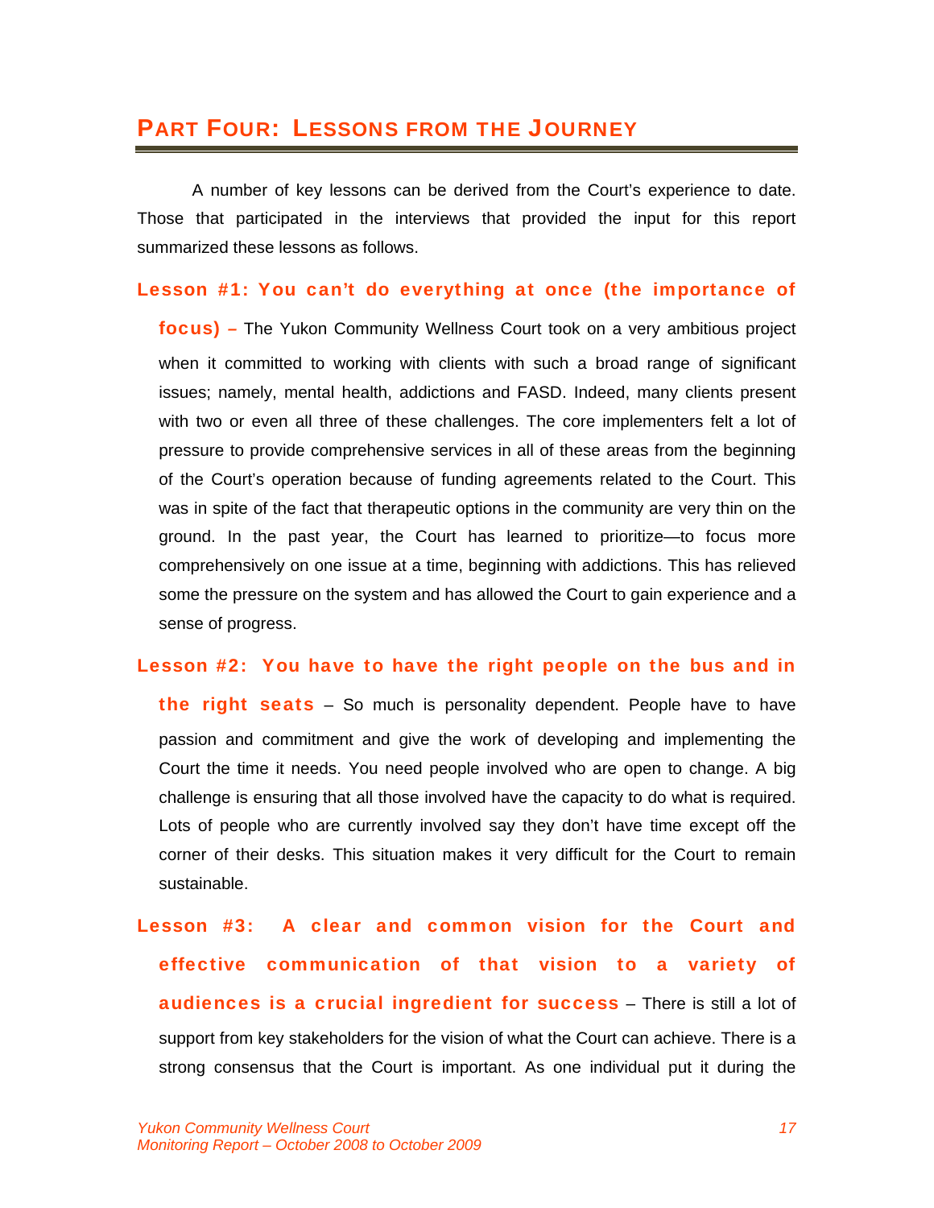## Part Four: Lessons from the Journey

A number of key lessons can be derived from the Court's experience to date. Those that participated in the interviews that provided the input for this report summarized these lessons as follows.

**Lesson #1: You can't do everything at once (the importance of focus)** – The Yukon Community Wellness Court took on a very ambitious project when it committed to working with clients with such a broad range of significant issues; namely, mental health, addictions and FASD. Indeed, many clients present with two or even all three of these challenges. The core implementers felt a lot of pressure to provide comprehensive services in all of these areas from the beginning of the Court's operation because of funding agreements related to the Court. This was in spite of the fact that therapeutic options in the community are very thin on the ground. In the past year, the Court has learned to prioritize—to focus more comprehensively on one issue at a time, beginning with addictions. This has relieved some the pressure on the system and has allowed the Court to gain experience and a sense of progress.

**Lesson #2: You have to have the right people on the bus and in the right seats** – So much is personality dependent. People have to have passion and commitment and give the work of developing and implementing the Court the time it needs. You need people involved who are open to change. A big challenge is ensuring that all those involved have the capacity to do what is required. Lots of people who are currently involved say they don't have time except off the corner of their desks. This situation makes it very difficult for the Court to remain sustainable.

**Lesson #3: A clear and common vision for the Court and effective communication of that vision to a variety of audiences is a crucial ingredient for success** – There is still a lot of support from key stakeholders for the vision of what the Court can achieve. There is a strong consensus that the Court is important. As one individual put it during the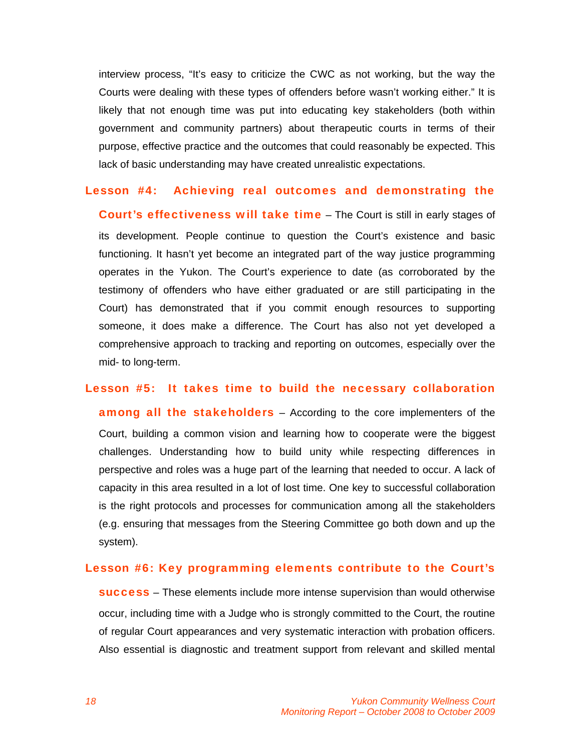interview process, "It's easy to criticize the CWC as not working, but the way the Courts were dealing with these types of offenders before wasn't working either." It is likely that not enough time was put into educating key stakeholders (both within government and community partners) about therapeutic courts in terms of their purpose, effective practice and the outcomes that could reasonably be expected. This lack of basic understanding may have created unrealistic expectations.

**Lesson #4: Achieving real outcomes and demonstrating the Court's effectiveness will take time** – The Court is still in early stages of its development. People continue to question the Court's existence and basic functioning. It hasn't yet become an integrated part of the way justice programming operates in the Yukon. The Court's experience to date (as corroborated by the testimony of offenders who have either graduated or are still participating in the Court) has demonstrated that if you commit enough resources to supporting someone, it does make a difference. The Court has also not yet developed a comprehensive approach to tracking and reporting on outcomes, especially over the mid- to long-term.

**Lesson #5: It takes time to build the necessary collaboration among all the stakeholders** – According to the core implementers of the Court, building a common vision and learning how to cooperate were the biggest challenges. Understanding how to build unity while respecting differences in perspective and roles was a huge part of the learning that needed to occur. A lack of capacity in this area resulted in a lot of lost time. One key to successful collaboration is the right protocols and processes for communication among all the stakeholders (e.g. ensuring that messages from the Steering Committee go both down and up the system).

**Lesson #6: Key programming elements contribute to the Court's success** – These elements include more intense supervision than would otherwise occur, including time with a Judge who is strongly committed to the Court, the routine of regular Court appearances and very systematic interaction with probation officers. Also essential is diagnostic and treatment support from relevant and skilled mental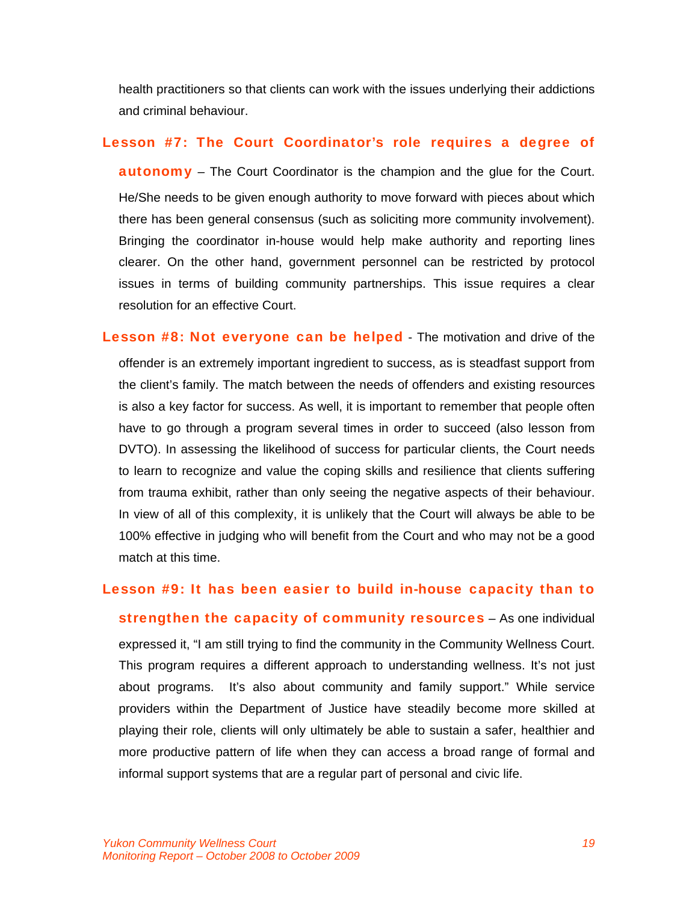health practitioners so that clients can work with the issues underlying their addictions and criminal behaviour.

**Lesson #7: The Court Coordinator's role requires a degree of autonomy** – The Court Coordinator is the champion and the glue for the Court. He/She needs to be given enough authority to move forward with pieces about which there has been general consensus (such as soliciting more community involvement). Bringing the coordinator in-house would help make authority and reporting lines clearer. On the other hand, government personnel can be restricted by protocol issues in terms of building community partnerships. This issue requires a clear resolution for an effective Court.

**Lesson #8: Not everyone can be helped** - The motivation and drive of the offender is an extremely important ingredient to success, as is steadfast support from the client's family. The match between the needs of offenders and existing resources is also a key factor for success. As well, it is important to remember that people often have to go through a program several times in order to succeed (also lesson from DVTO). In assessing the likelihood of success for particular clients, the Court needs to learn to recognize and value the coping skills and resilience that clients suffering from trauma exhibit, rather than only seeing the negative aspects of their behaviour. In view of all of this complexity, it is unlikely that the Court will always be able to be 100% effective in judging who will benefit from the Court and who may not be a good match at this time.

**Lesson #9: It has been easier to build in-house capacity than to strengthen the capacity of community resources** – As one individual expressed it, "I am still trying to find the community in the Community Wellness Court. This program requires a different approach to understanding wellness. It's not just about programs. It's also about community and family support." While service providers within the Department of Justice have steadily become more skilled at playing their role, clients will only ultimately be able to sustain a safer, healthier and more productive pattern of life when they can access a broad range of formal and informal support systems that are a regular part of personal and civic life.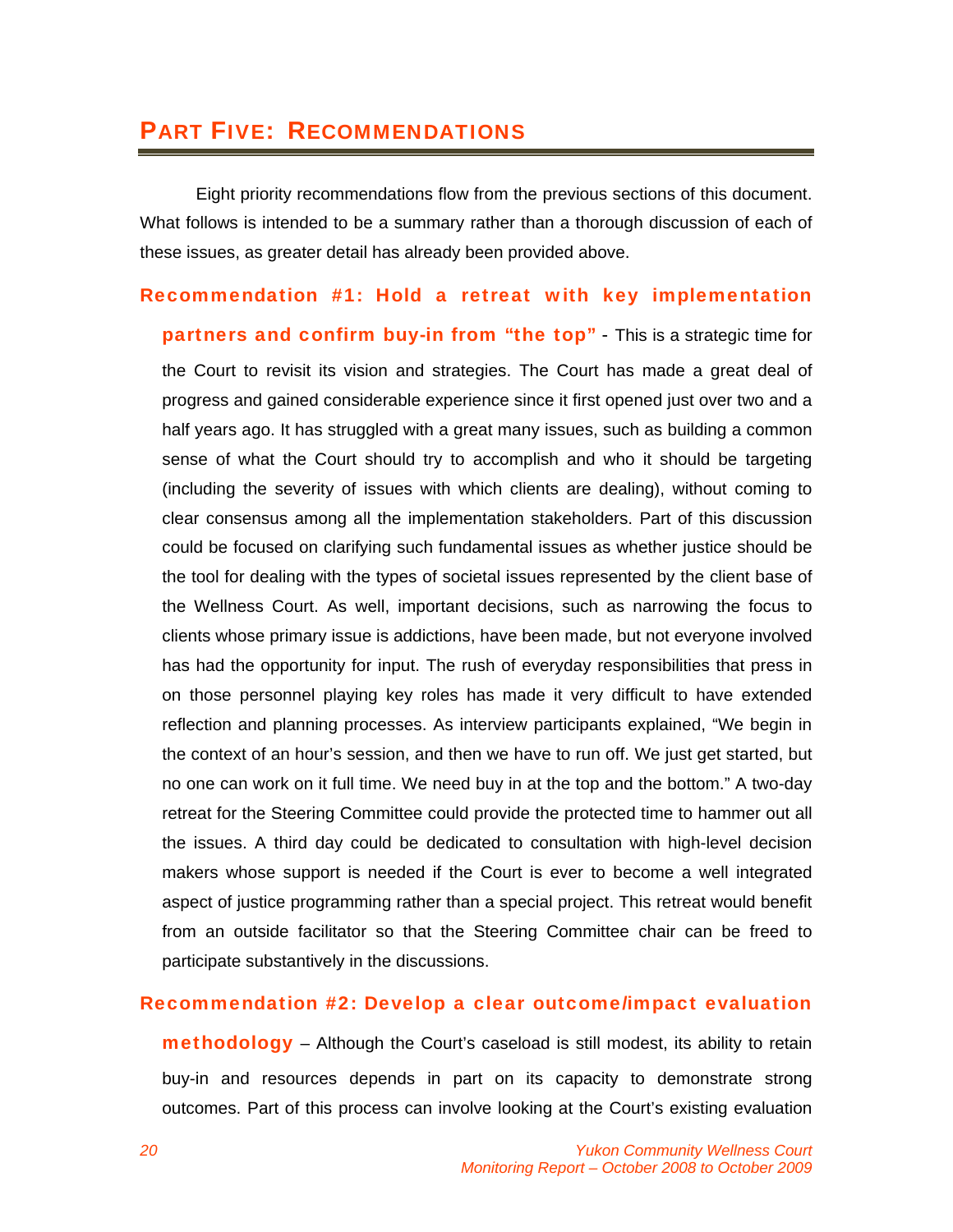## PART FIVE: RECOMMENDATIONS

Eight priority recommendations flow from the previous sections of this document. What follows is intended to be a summary rather than a thorough discussion of each of these issues, as greater detail has already been provided above.

**Recommendation #1: Hold a retreat with key implementation partners and confirm buy-in from "the top"** - This is a strategic time for the Court to revisit its vision and strategies. The Court has made a great deal of progress and gained considerable experience since it first opened just over two and a half years ago. It has struggled with a great many issues, such as building a common sense of what the Court should try to accomplish and who it should be targeting (including the severity of issues with which clients are dealing), without coming to clear consensus among all the implementation stakeholders. Part of this discussion could be focused on clarifying such fundamental issues as whether justice should be the tool for dealing with the types of societal issues represented by the client base of the Wellness Court. As well, important decisions, such as narrowing the focus to clients whose primary issue is addictions, have been made, but not everyone involved has had the opportunity for input. The rush of everyday responsibilities that press in on those personnel playing key roles has made it very difficult to have extended reflection and planning processes. As interview participants explained, "We begin in the context of an hour's session, and then we have to run off. We just get started, but no one can work on it full time. We need buy in at the top and the bottom." A two-day retreat for the Steering Committee could provide the protected time to hammer out all the issues. A third day could be dedicated to consultation with high-level decision makers whose support is needed if the Court is ever to become a well integrated aspect of justice programming rather than a special project. This retreat would benefit from an outside facilitator so that the Steering Committee chair can be freed to participate substantively in the discussions.

**Recommendation #2: Develop a clear outcome/impact evaluation methodology** – Although the Court's caseload is still modest, its ability to retain buy-in and resources depends in part on its capacity to demonstrate strong outcomes. Part of this process can involve looking at the Court's existing evaluation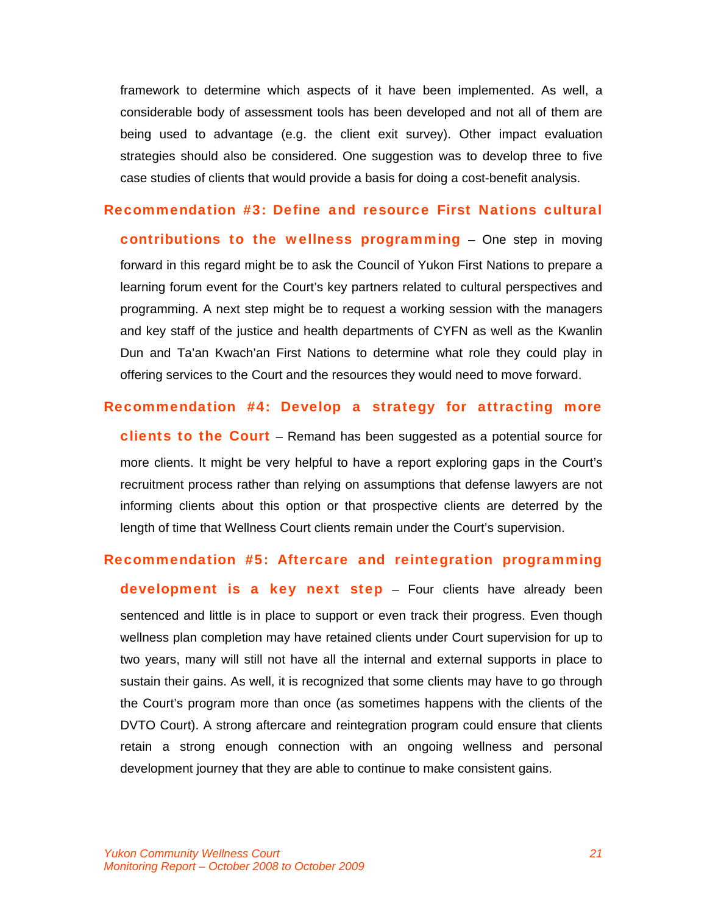framework to determine which aspects of it have been implemented. As well, a considerable body of assessment tools has been developed and not all of them are being used to advantage (e.g. the client exit survey). Other impact evaluation strategies should also be considered. One suggestion was to develop three to five case studies of clients that would provide a basis for doing a cost-benefit analysis.

**Recommendation #3: Define and resource First Nations cultural contributions to the wellness programming** – One step in moving forward in this regard might be to ask the Council of Yukon First Nations to prepare a learning forum event for the Court's key partners related to cultural perspectives and programming. A next step might be to request a working session with the managers and key staff of the justice and health departments of CYFN as well as the Kwanlin Dun and Ta'an Kwach'an First Nations to determine what role they could play in offering services to the Court and the resources they would need to move forward.

**Recommendation #4: Develop a strategy for attracting more clients to the Court** – Remand has been suggested as a potential source for more clients. It might be very helpful to have a report exploring gaps in the Court's recruitment process rather than relying on assumptions that defense lawyers are not informing clients about this option or that prospective clients are deterred by the length of time that Wellness Court clients remain under the Court's supervision.

**Recommendation #5: Aftercare and reintegration programming development is a key next step** – Four clients have already been sentenced and little is in place to support or even track their progress. Even though wellness plan completion may have retained clients under Court supervision for up to two years, many will still not have all the internal and external supports in place to sustain their gains. As well, it is recognized that some clients may have to go through the Court's program more than once (as sometimes happens with the clients of the DVTO Court). A strong aftercare and reintegration program could ensure that clients retain a strong enough connection with an ongoing wellness and personal development journey that they are able to continue to make consistent gains.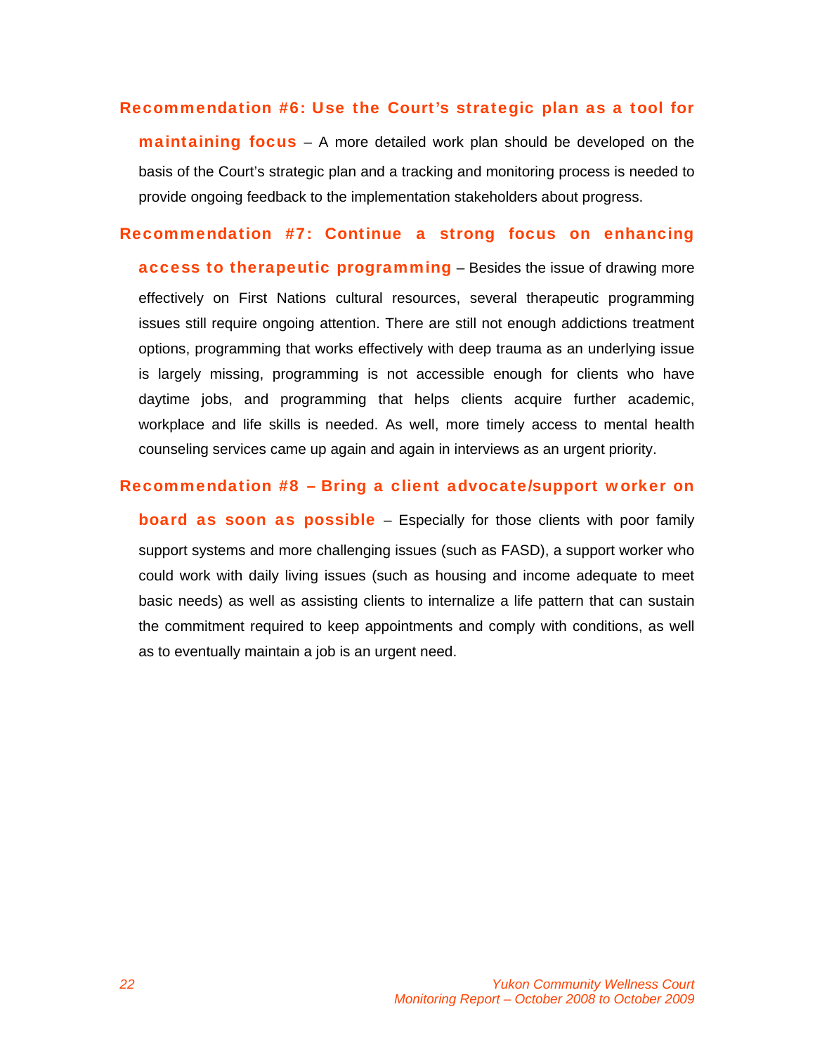**Recommendation #6: Use the Court's strategic plan as a tool for maintaining focus** – A more detailed work plan should be developed on the basis of the Court's strategic plan and a tracking and monitoring process is needed to provide ongoing feedback to the implementation stakeholders about progress.

**Recommendation #7: Continue a strong focus on enhancing access to therapeutic programming** – Besides the issue of drawing more effectively on First Nations cultural resources, several therapeutic programming issues still require ongoing attention. There are still not enough addictions treatment options, programming that works effectively with deep trauma as an underlying issue is largely missing, programming is not accessible enough for clients who have daytime jobs, and programming that helps clients acquire further academic, workplace and life skills is needed. As well, more timely access to mental health counseling services came up again and again in interviews as an urgent priority.

**Recommendation #8 – Bring a client advocate/support worker on board as soon as possible** – Especially for those clients with poor family support systems and more challenging issues (such as FASD), a support worker who could work with daily living issues (such as housing and income adequate to meet basic needs) as well as assisting clients to internalize a life pattern that can sustain the commitment required to keep appointments and comply with conditions, as well as to eventually maintain a job is an urgent need.